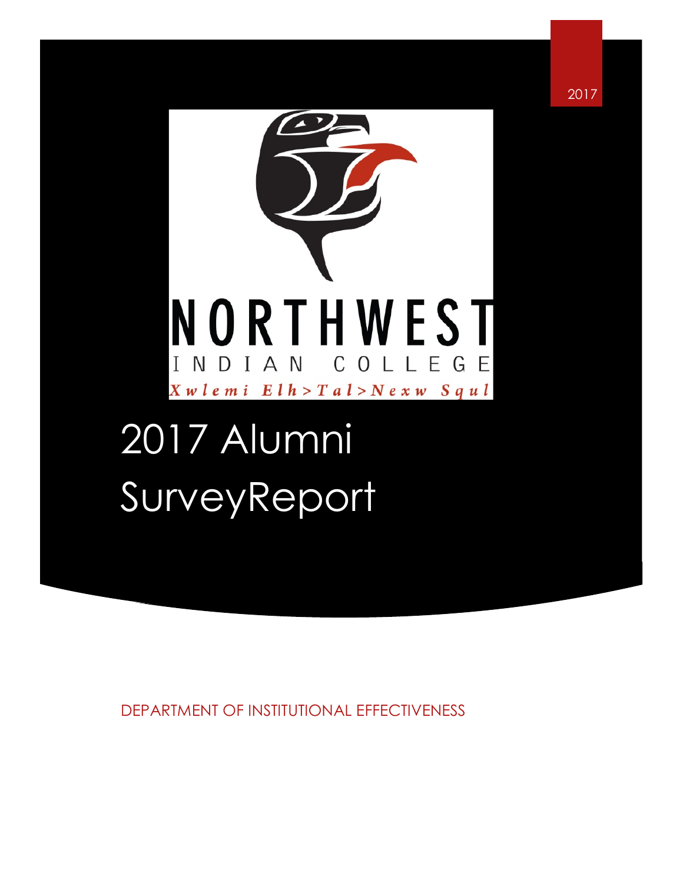2017

NORTHWEST

INDIAN COLLEGE

Xwlemi Elh>Tal>Nexw Squl

# 2017 Alumni SurveyReport

DEPARTMENT OF INSTITUTIONAL EFFECTIVENESS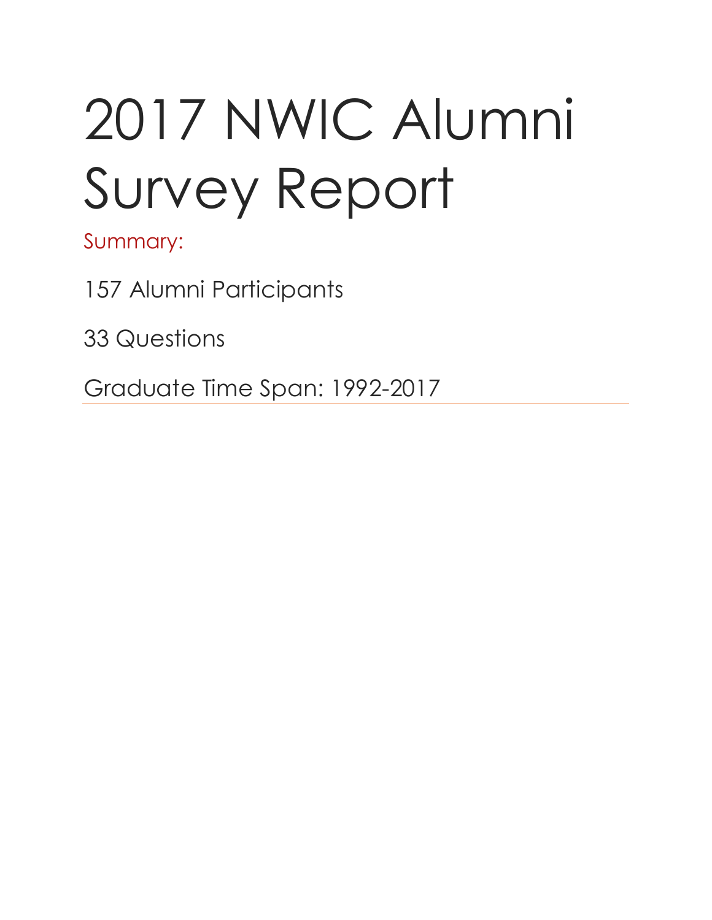# 2017 NWIC Alumni Survey Report

Summary:

157 Alumni Participants

33 Questions

Graduate Time Span: 1992-2017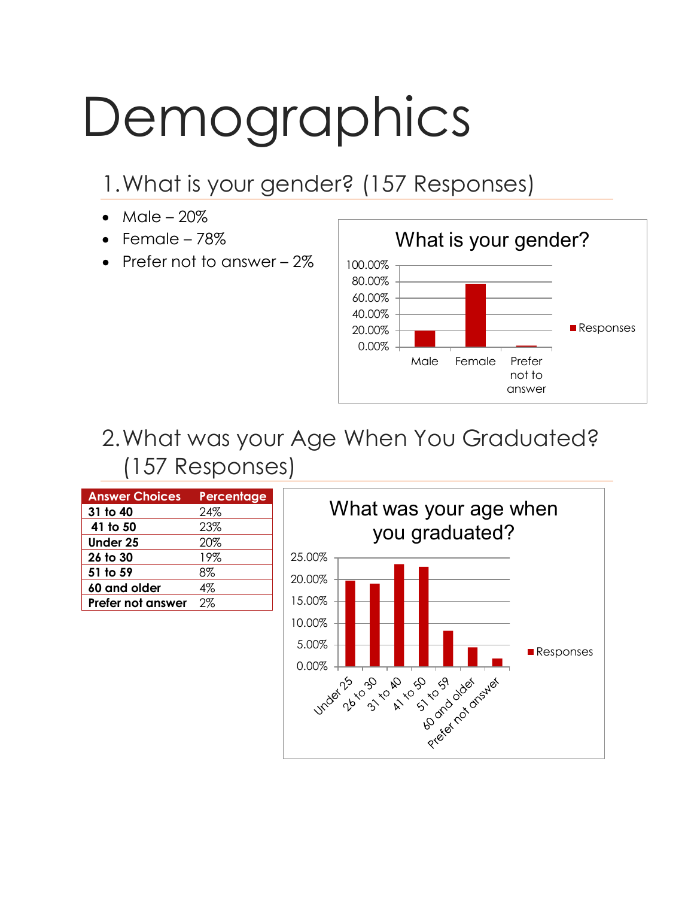# Demographics

## 1. What is your gender? (157 Responses)

- Male – 20%
- Female – 78%
- Prefer not to answer – 2%

## 2. What was your Age When You Graduated? (157 Responses)

| Answer Choices | Percentage |
| --- | --- |
| **31 to 40** | 24% |
| **41 to 50** | 23% |
| **Under 25** | 20% |
| **26 to 30** | 19% |
| **51 to 59** | 8% |
| **60 and older** | 4% |
| **Prefer not answer** | 2% |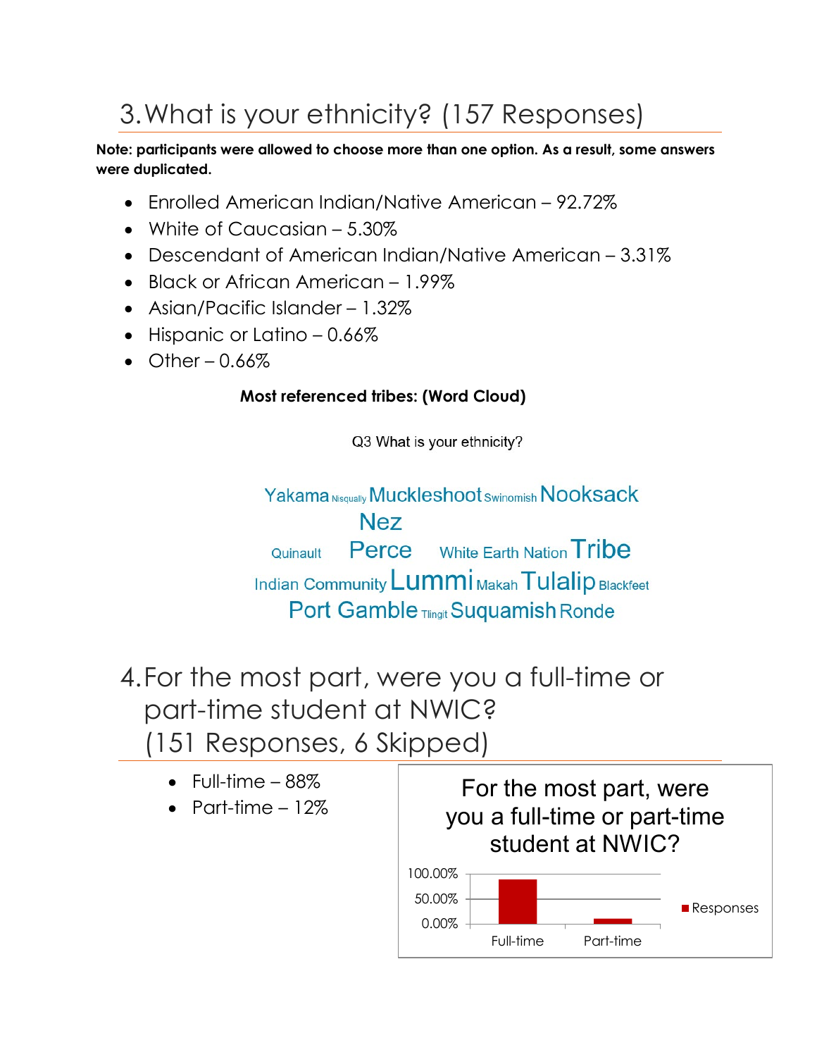## 3. What is your ethnicity? (157 Responses)

**Note: participants were allowed to choose more than one option. As a result, some answers were duplicated.**

- Enrolled American Indian/Native American – 92.72%
- White of Caucasian – 5.30%
- Descendant of American Indian/Native American – 3.31%
- Black or African American – 1.99%
- Asian/Pacific Islander – 1.32%
- Hispanic or Latino – 0.66%
- Other – 0.66%

**Most referenced tribes: (Word Cloud)**

Q3 What is your ethnicity?

Yakama Nisqually Muckleshoot Swinomish Nooksack Nez Quinault Perce White Earth Nation Tribe Indian Community Lummi Makah Tulalip Blackfeet Port Gamble Tlingit Suquamish Ronde

## 4. For the most part, were you a full-time or part-time student at NWIC? (151 Responses, 6 Skipped)

- Full-time – 88%
- Part-time – 12%

For the most part, were you a full-time or part-time student at NWIC?

| | Responses |
|---|---|
| Full-time | 88% |
| Part-time | 12% |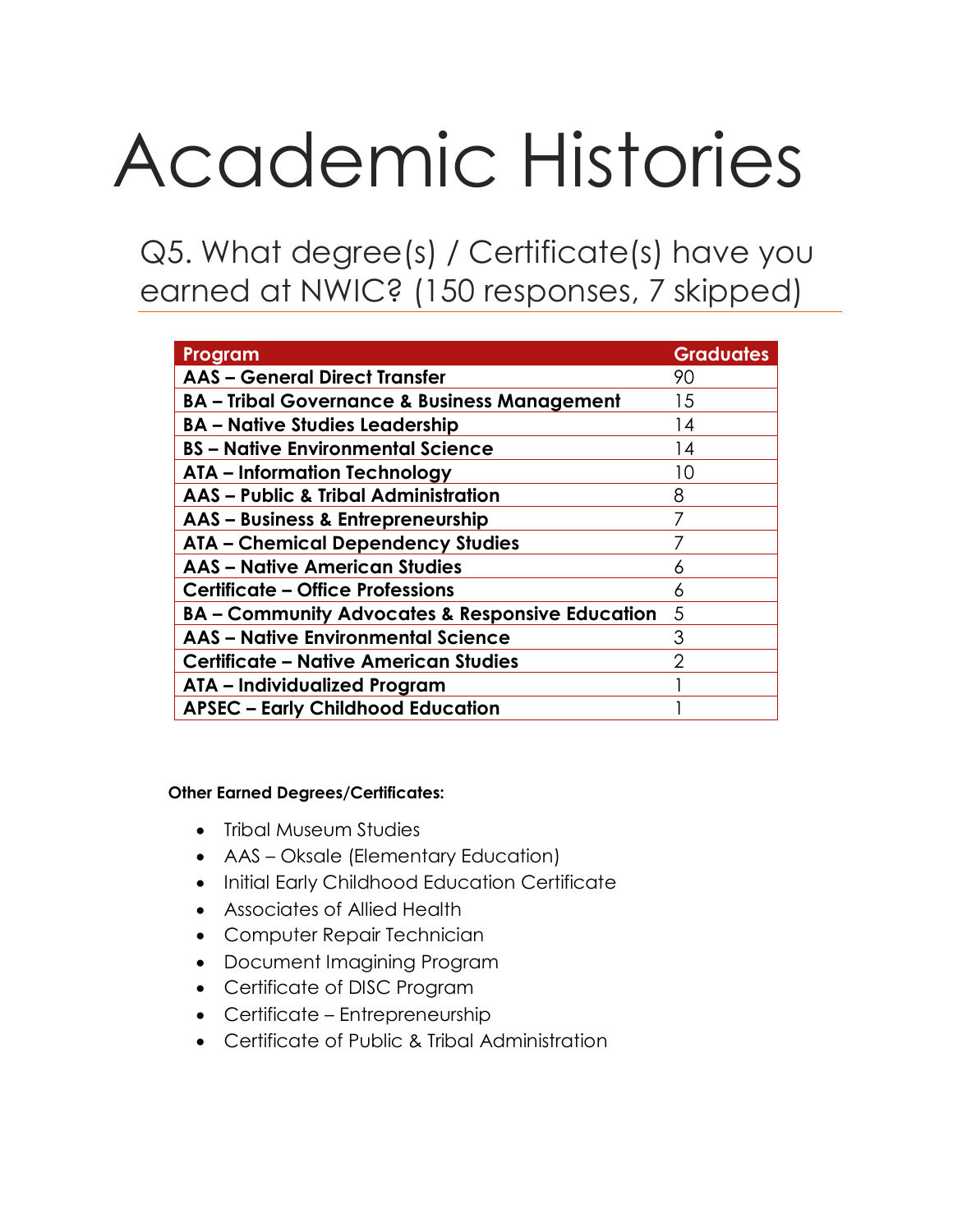# Academic Histories

## Q5. What degree(s) / Certificate(s) have you earned at NWIC? (150 responses, 7 skipped)

| Program | Graduates |
|---|---|
| **AAS – General Direct Transfer** | 90 |
| **BA – Tribal Governance & Business Management** | 15 |
| **BA – Native Studies Leadership** | 14 |
| **BS – Native Environmental Science** | 14 |
| **ATA – Information Technology** | 10 |
| **AAS – Public & Tribal Administration** | 8 |
| **AAS – Business & Entrepreneurship** | 7 |
| **ATA – Chemical Dependency Studies** | 7 |
| **AAS – Native American Studies** | 6 |
| **Certificate – Office Professions** | 6 |
| **BA – Community Advocates & Responsive Education** | 5 |
| **AAS – Native Environmental Science** | 3 |
| **Certificate – Native American Studies** | 2 |
| **ATA – Individualized Program** | 1 |
| **APSEC – Early Childhood Education** | 1 |

**Other Earned Degrees/Certificates:**

- Tribal Museum Studies
- AAS – Oksale (Elementary Education)
- Initial Early Childhood Education Certificate
- Associates of Allied Health
- Computer Repair Technician
- Document Imagining Program
- Certificate of DISC Program
- Certificate – Entrepreneurship
- Certificate of Public & Tribal Administration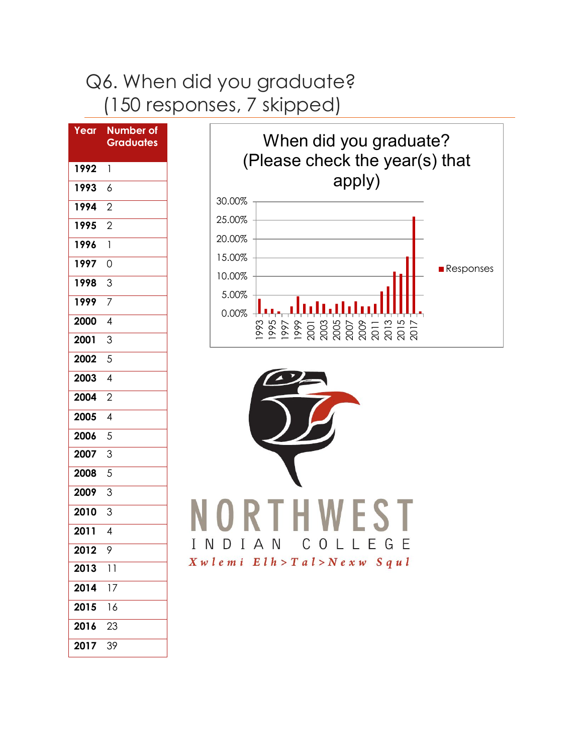# Q6. When did you graduate? (150 responses, 7 skipped)

| Year | Number of Graduates |
|---|---|
| 1992 | 1 |
| 1993 | 6 |
| 1994 | 2 |
| 1995 | 2 |
| 1996 | 1 |
| 1997 | 0 |
| 1998 | 3 |
| 1999 | 7 |
| 2000 | 4 |
| 2001 | 3 |
| 2002 | 5 |
| 2003 | 4 |
| 2004 | 2 |
| 2005 | 4 |
| 2006 | 5 |
| 2007 | 3 |
| 2008 | 5 |
| 2009 | 3 |
| 2010 | 3 |
| 2011 | 4 |
| 2012 | 9 |
| 2013 | 11 |
| 2014 | 17 |
| 2015 | 16 |
| 2016 | 23 |
| 2017 | 39 |

When did you graduate? (Please check the year(s) that apply)

NORTHWEST INDIAN COLLEGE

*Xwlemi Elh>Tal>Nexw Squl*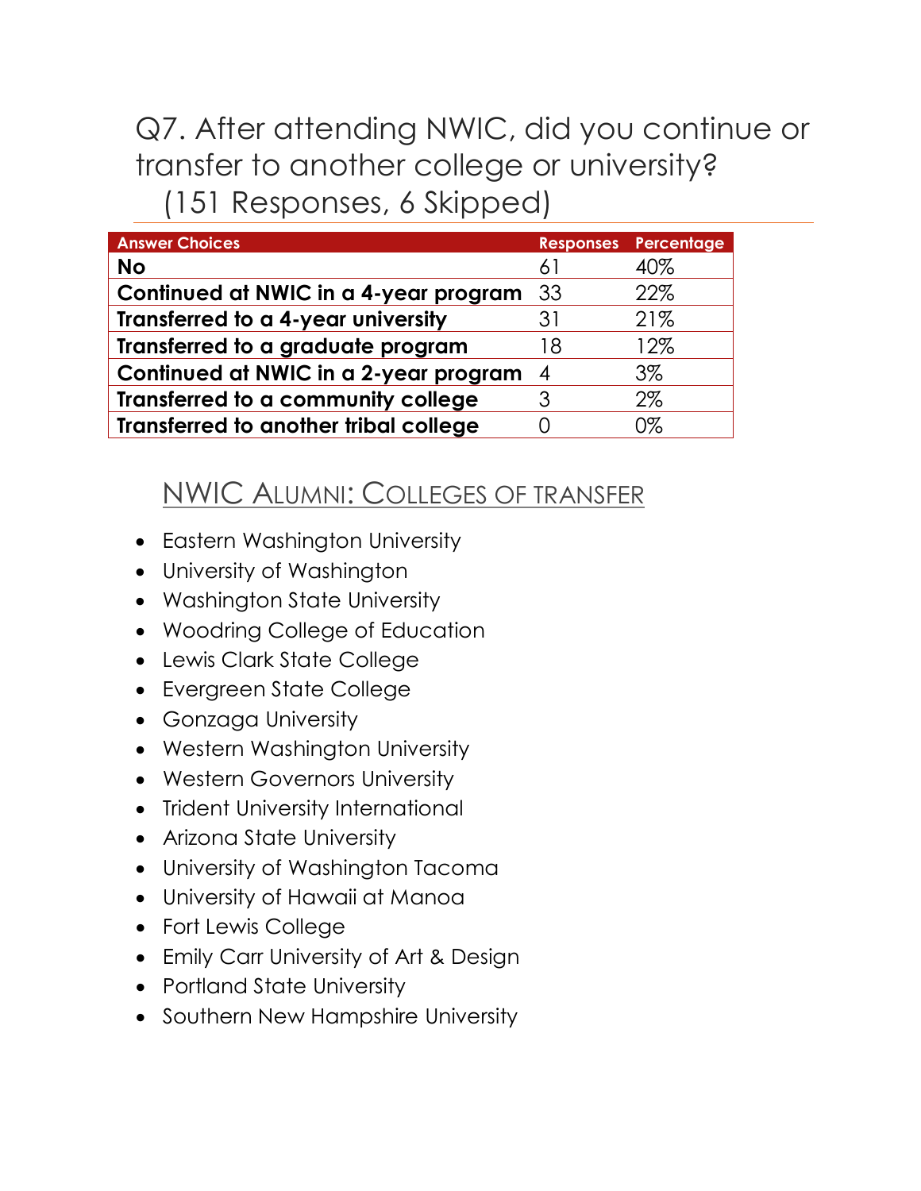# Q7. After attending NWIC, did you continue or transfer to another college or university? (151 Responses, 6 Skipped)

| Answer Choices | Responses | Percentage |
|---|---|---|
| **No** | 61 | 40% |
| **Continued at NWIC in a 4-year program** | 33 | 22% |
| **Transferred to a 4-year university** | 31 | 21% |
| **Transferred to a graduate program** | 18 | 12% |
| **Continued at NWIC in a 2-year program** | 4 | 3% |
| **Transferred to a community college** | 3 | 2% |
| **Transferred to another tribal college** | 0 | 0% |

## NWIC Alumni: Colleges of Transfer

- Eastern Washington University
- University of Washington
- Washington State University
- Woodring College of Education
- Lewis Clark State College
- Evergreen State College
- Gonzaga University
- Western Washington University
- Western Governors University
- Trident University International
- Arizona State University
- University of Washington Tacoma
- University of Hawaii at Manoa
- Fort Lewis College
- Emily Carr University of Art & Design
- Portland State University
- Southern New Hampshire University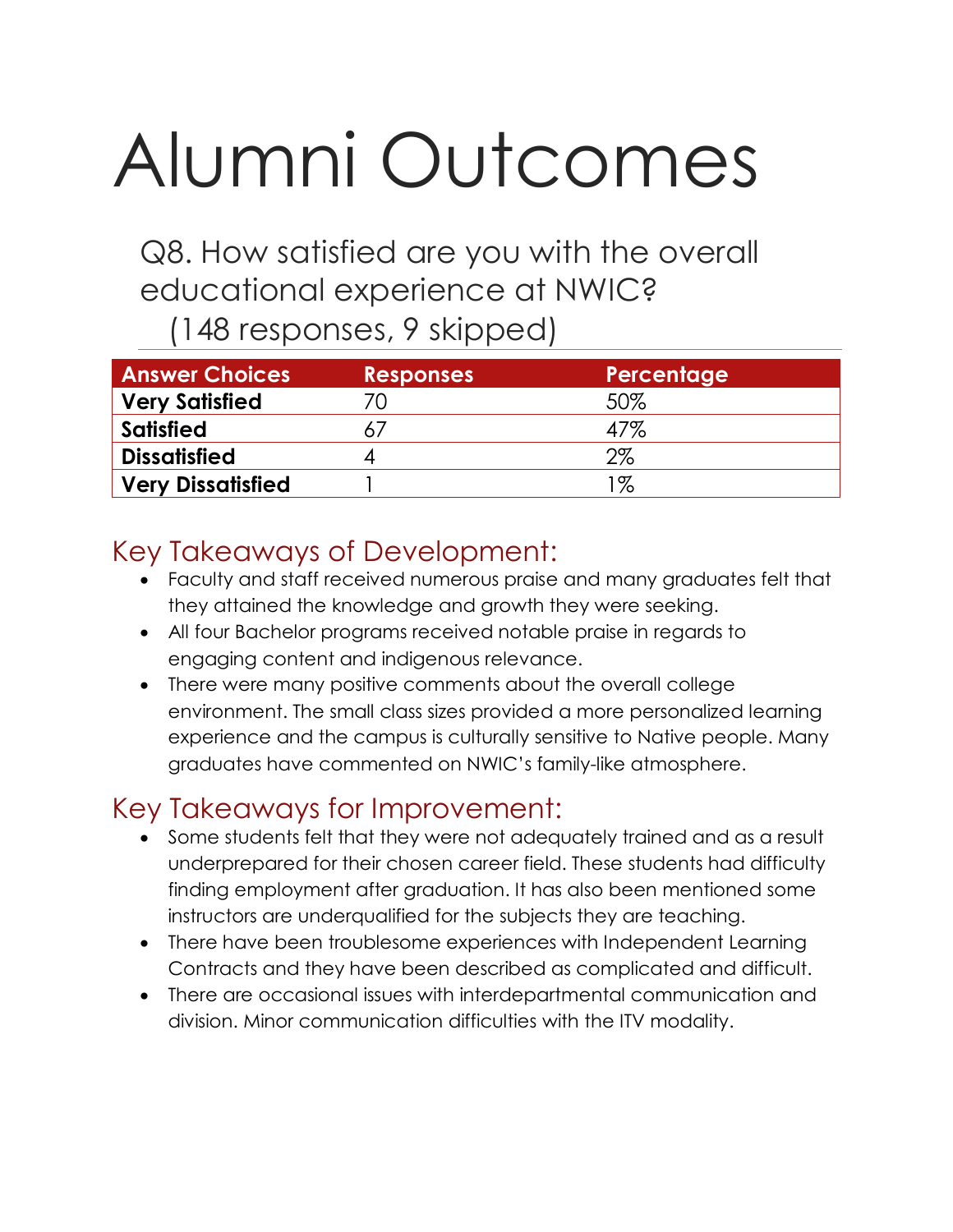# Alumni Outcomes

## Q8. How satisfied are you with the overall educational experience at NWIC? (148 responses, 9 skipped)

| Answer Choices | Responses | Percentage |
|---|---|---|
| **Very Satisfied** | 70 | 50% |
| **Satisfied** | 67 | 47% |
| **Dissatisfied** | 4 | 2% |
| **Very Dissatisfied** | 1 | 1% |

### Key Takeaways of Development:

- Faculty and staff received numerous praise and many graduates felt that they attained the knowledge and growth they were seeking.
- All four Bachelor programs received notable praise in regards to engaging content and indigenous relevance.
- There were many positive comments about the overall college environment. The small class sizes provided a more personalized learning experience and the campus is culturally sensitive to Native people. Many graduates have commented on NWIC's family-like atmosphere.

### Key Takeaways for Improvement:

- Some students felt that they were not adequately trained and as a result underprepared for their chosen career field. These students had difficulty finding employment after graduation. It has also been mentioned some instructors are underqualified for the subjects they are teaching.
- There have been troublesome experiences with Independent Learning Contracts and they have been described as complicated and difficult.
- There are occasional issues with interdepartmental communication and division. Minor communication difficulties with the ITV modality.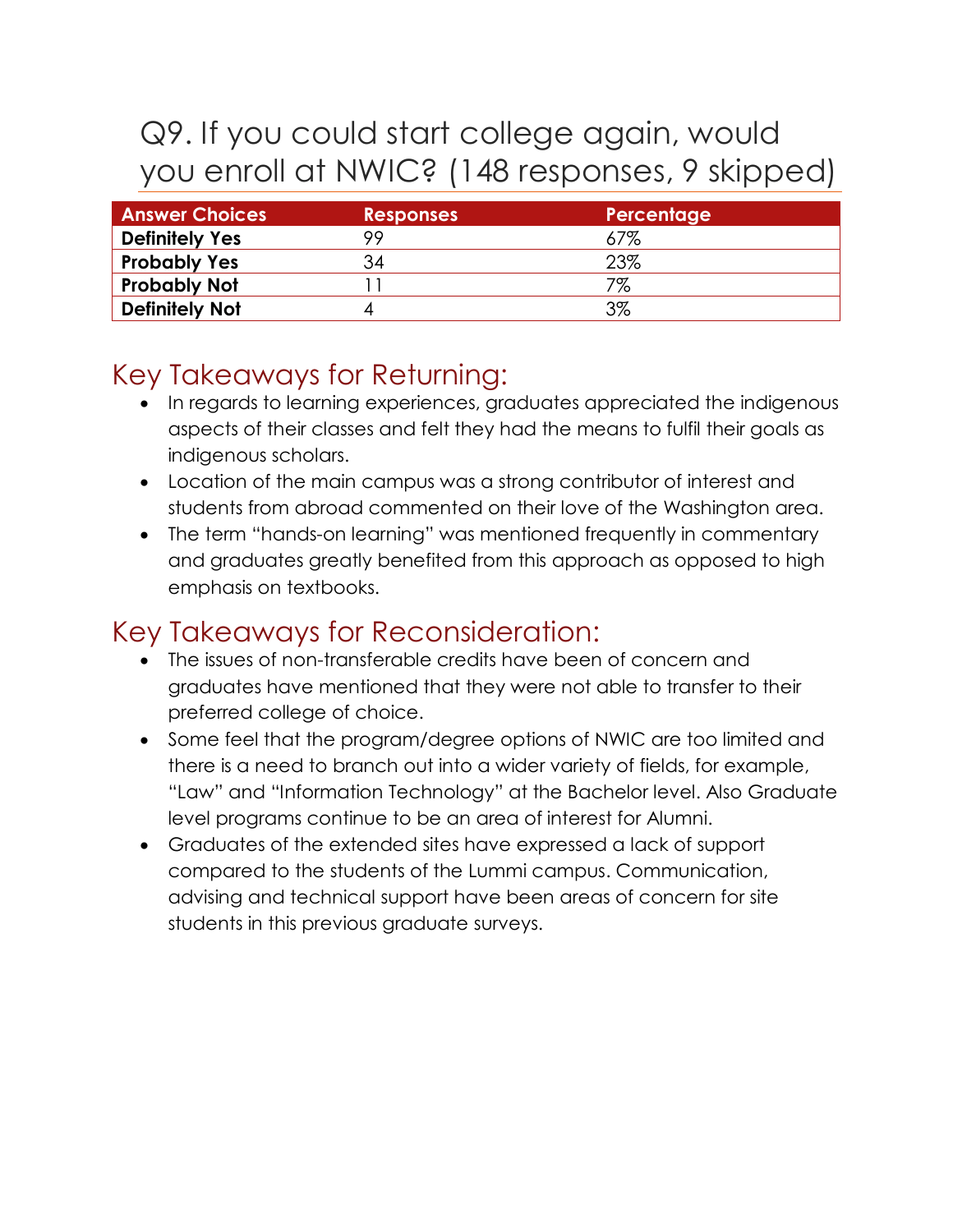## Q9. If you could start college again, would you enroll at NWIC? (148 responses, 9 skipped)

| Answer Choices | Responses | Percentage |
|---|---|---|
| **Definitely Yes** | 99 | 67% |
| **Probably Yes** | 34 | 23% |
| **Probably Not** | 11 | 7% |
| **Definitely Not** | 4 | 3% |

### Key Takeaways for Returning:

- In regards to learning experiences, graduates appreciated the indigenous aspects of their classes and felt they had the means to fulfil their goals as indigenous scholars.
- Location of the main campus was a strong contributor of interest and students from abroad commented on their love of the Washington area.
- The term "hands-on learning" was mentioned frequently in commentary and graduates greatly benefited from this approach as opposed to high emphasis on textbooks.

### Key Takeaways for Reconsideration:

- The issues of non-transferable credits have been of concern and graduates have mentioned that they were not able to transfer to their preferred college of choice.
- Some feel that the program/degree options of NWIC are too limited and there is a need to branch out into a wider variety of fields, for example, "Law" and "Information Technology" at the Bachelor level. Also Graduate level programs continue to be an area of interest for Alumni.
- Graduates of the extended sites have expressed a lack of support compared to the students of the Lummi campus. Communication, advising and technical support have been areas of concern for site students in this previous graduate surveys.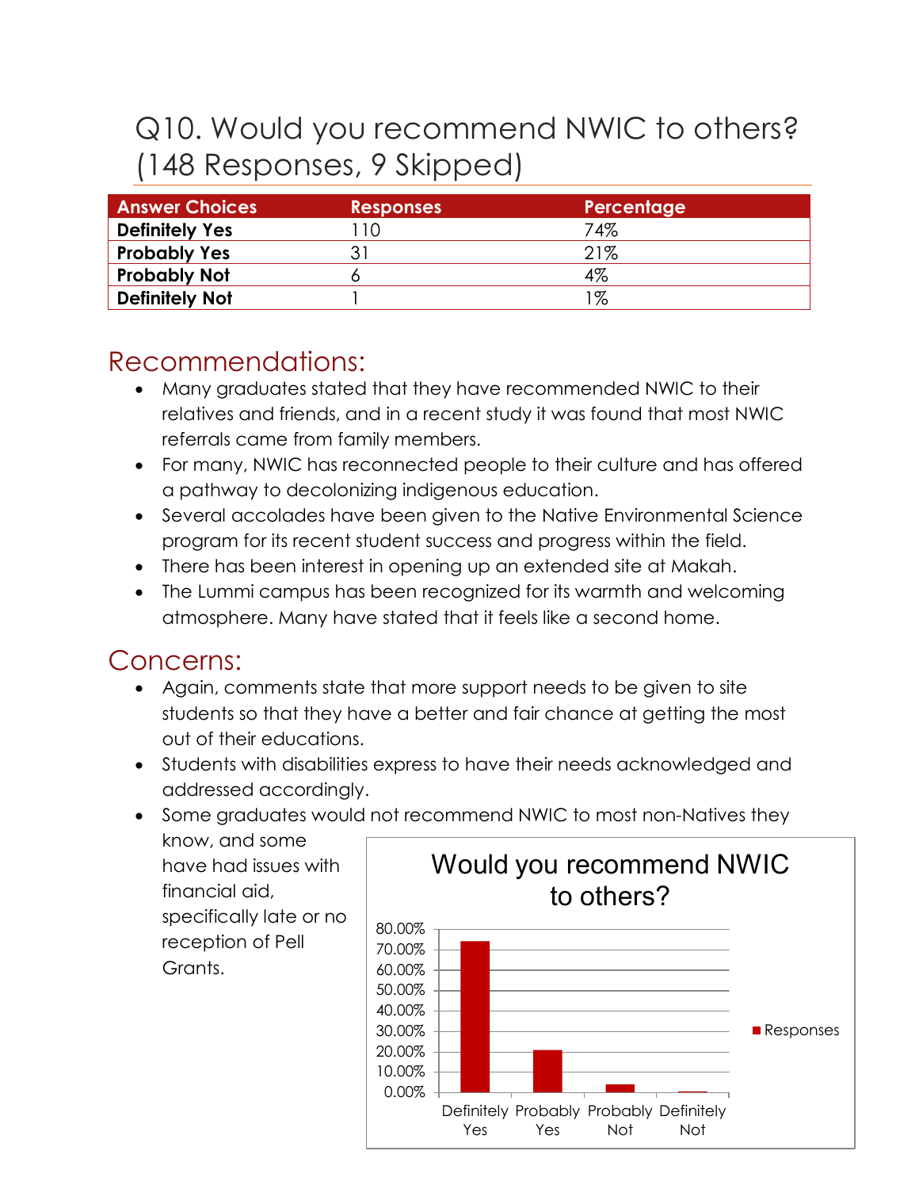# Q10. Would you recommend NWIC to others? (148 Responses, 9 Skipped)

| Answer Choices | Responses | Percentage |
|---|---|---|
| **Definitely Yes** | 110 | 74% |
| **Probably Yes** | 31 | 21% |
| **Probably Not** | 6 | 4% |
| **Definitely Not** | 1 | 1% |

## Recommendations:

- Many graduates stated that they have recommended NWIC to their relatives and friends, and in a recent study it was found that most NWIC referrals came from family members.
- For many, NWIC has reconnected people to their culture and has offered a pathway to decolonizing indigenous education.
- Several accolades have been given to the Native Environmental Science program for its recent student success and progress within the field.
- There has been interest in opening up an extended site at Makah.
- The Lummi campus has been recognized for its warmth and welcoming atmosphere. Many have stated that it feels like a second home.

## Concerns:

- Again, comments state that more support needs to be given to site students so that they have a better and fair chance at getting the most out of their educations.
- Students with disabilities express to have their needs acknowledged and addressed accordingly.
- Some graduates would not recommend NWIC to most non-Natives they know, and some have had issues with financial aid, specifically late or no reception of Pell Grants.

**Would you recommend NWIC to others?**

| | Responses |
|---|---|
| Definitely Yes | 74% |
| Probably Yes | 21% |
| Probably Not | 4% |
| Definitely Not | 1% |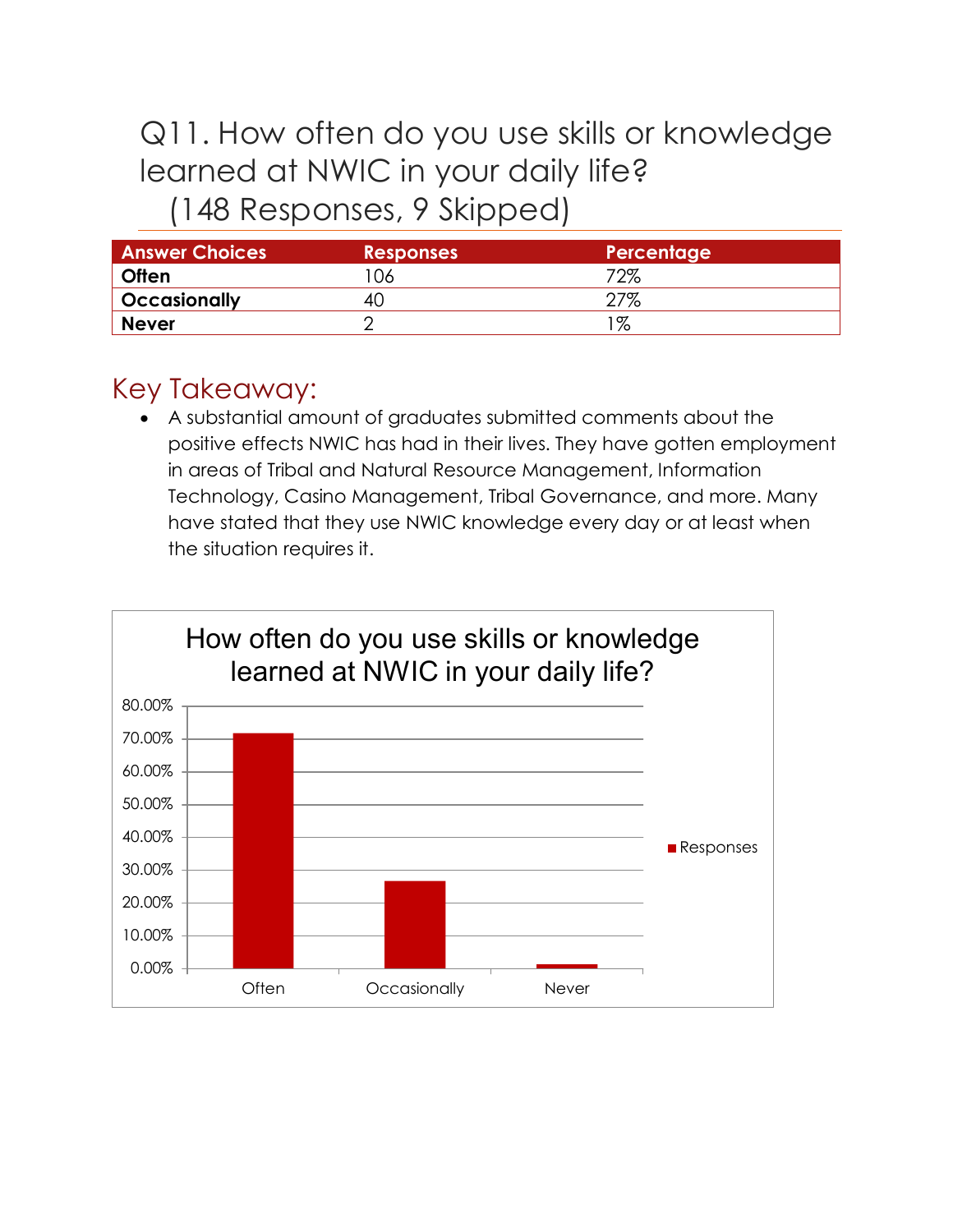# Q11. How often do you use skills or knowledge learned at NWIC in your daily life? (148 Responses, 9 Skipped)

| Answer Choices | Responses | Percentage |
| --- | --- | --- |
| **Often** | 106 | 72% |
| **Occasionally** | 40 | 27% |
| **Never** | 2 | 1% |

## Key Takeaway:

- A substantial amount of graduates submitted comments about the positive effects NWIC has had in their lives. They have gotten employment in areas of Tribal and Natural Resource Management, Information Technology, Casino Management, Tribal Governance, and more. Many have stated that they use NWIC knowledge every day or at least when the situation requires it.

How often do you use skills or knowledge learned at NWIC in your daily life?

| | Responses |
| --- | --- |
| Often | 72% |
| Occasionally | 27% |
| Never | 1% |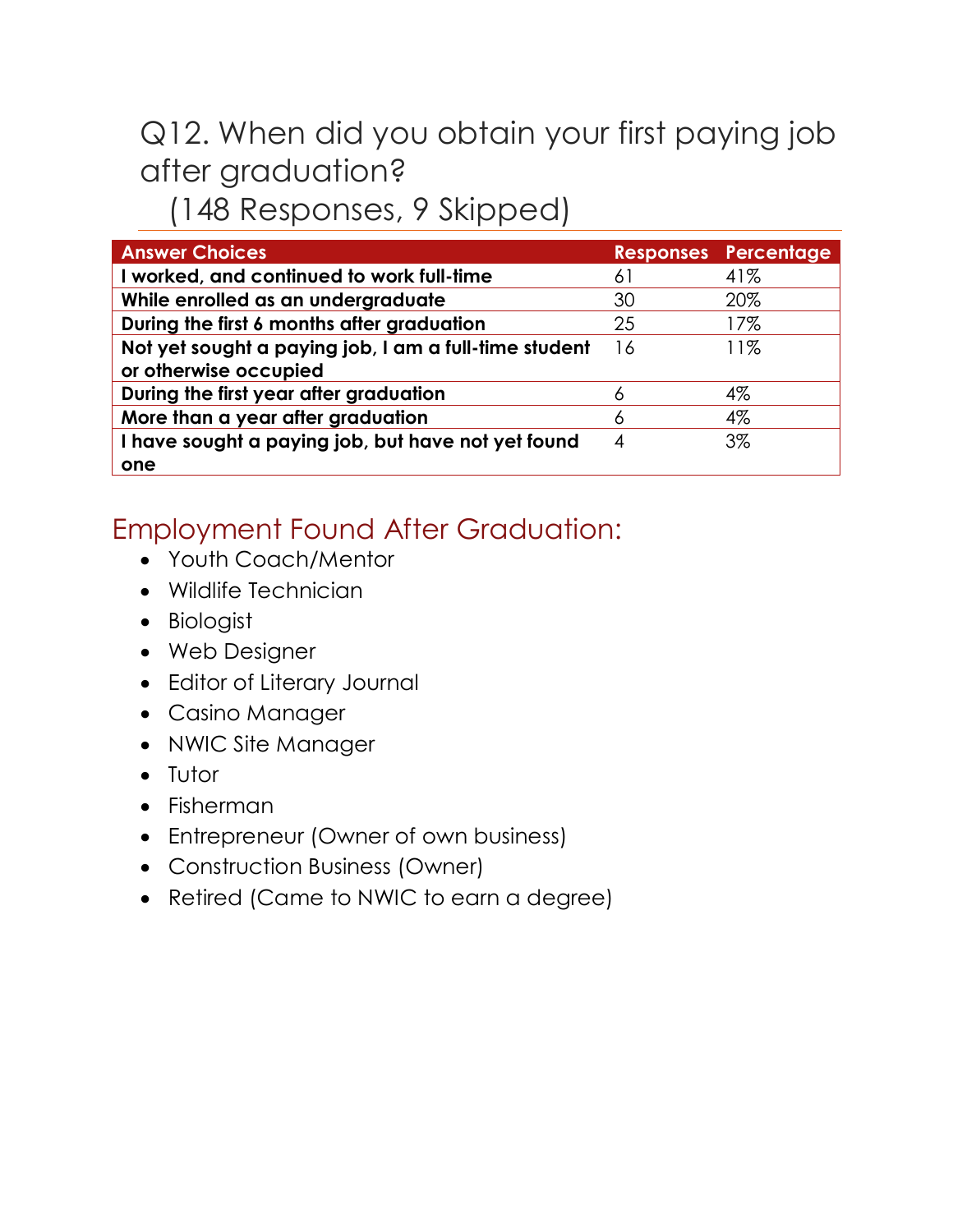## Q12. When did you obtain your first paying job after graduation?
(148 Responses, 9 Skipped)

| Answer Choices | Responses | Percentage |
|---|---|---|
| **I worked, and continued to work full-time** | 61 | 41% |
| **While enrolled as an undergraduate** | 30 | 20% |
| **During the first 6 months after graduation** | 25 | 17% |
| **Not yet sought a paying job, I am a full-time student or otherwise occupied** | 16 | 11% |
| **During the first year after graduation** | 6 | 4% |
| **More than a year after graduation** | 6 | 4% |
| **I have sought a paying job, but have not yet found one** | 4 | 3% |

## Employment Found After Graduation:

- Youth Coach/Mentor
- Wildlife Technician
- Biologist
- Web Designer
- Editor of Literary Journal
- Casino Manager
- NWIC Site Manager
- Tutor
- Fisherman
- Entrepreneur (Owner of own business)
- Construction Business (Owner)
- Retired (Came to NWIC to earn a degree)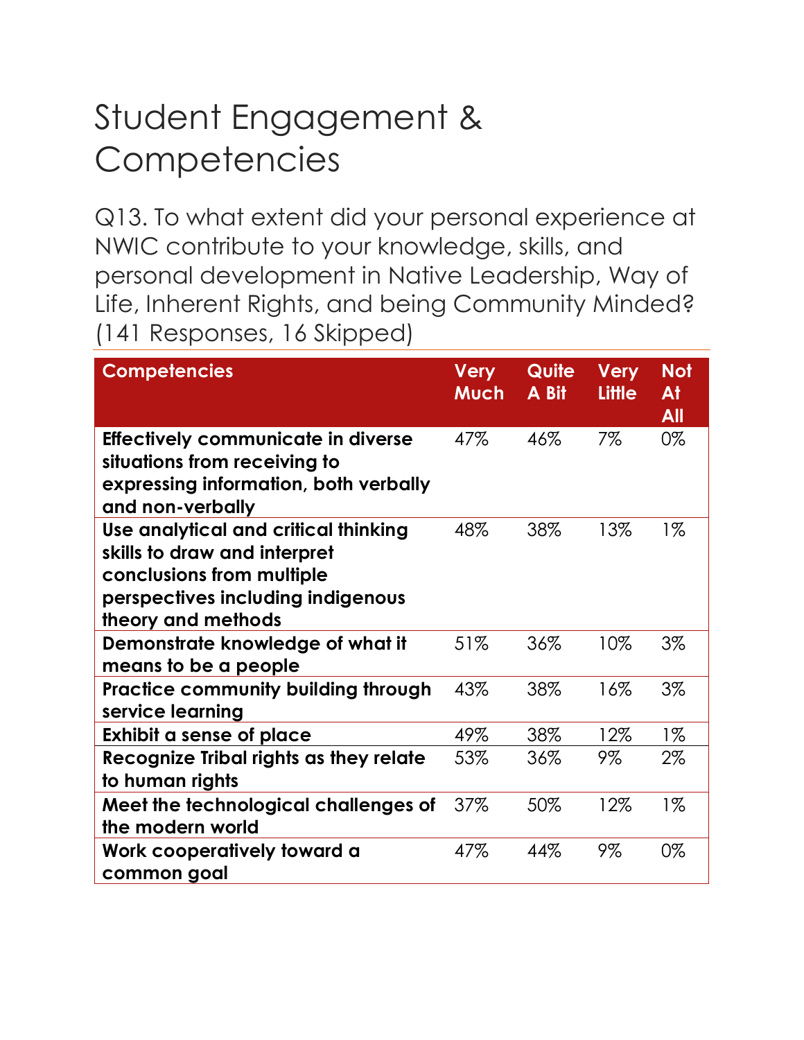# Student Engagement & Competencies

Q13. To what extent did your personal experience at NWIC contribute to your knowledge, skills, and personal development in Native Leadership, Way of Life, Inherent Rights, and being Community Minded? (141 Responses, 16 Skipped)

| Competencies | Very Much | Quite A Bit | Very Little | Not At All |
|---|---|---|---|---|
| **Effectively communicate in diverse situations from receiving to expressing information, both verbally and non-verbally** | 47% | 46% | 7% | 0% |
| **Use analytical and critical thinking skills to draw and interpret conclusions from multiple perspectives including indigenous theory and methods** | 48% | 38% | 13% | 1% |
| **Demonstrate knowledge of what it means to be a people** | 51% | 36% | 10% | 3% |
| **Practice community building through service learning** | 43% | 38% | 16% | 3% |
| **Exhibit a sense of place** | 49% | 38% | 12% | 1% |
| **Recognize Tribal rights as they relate to human rights** | 53% | 36% | 9% | 2% |
| **Meet the technological challenges of the modern world** | 37% | 50% | 12% | 1% |
| **Work cooperatively toward a common goal** | 47% | 44% | 9% | 0% |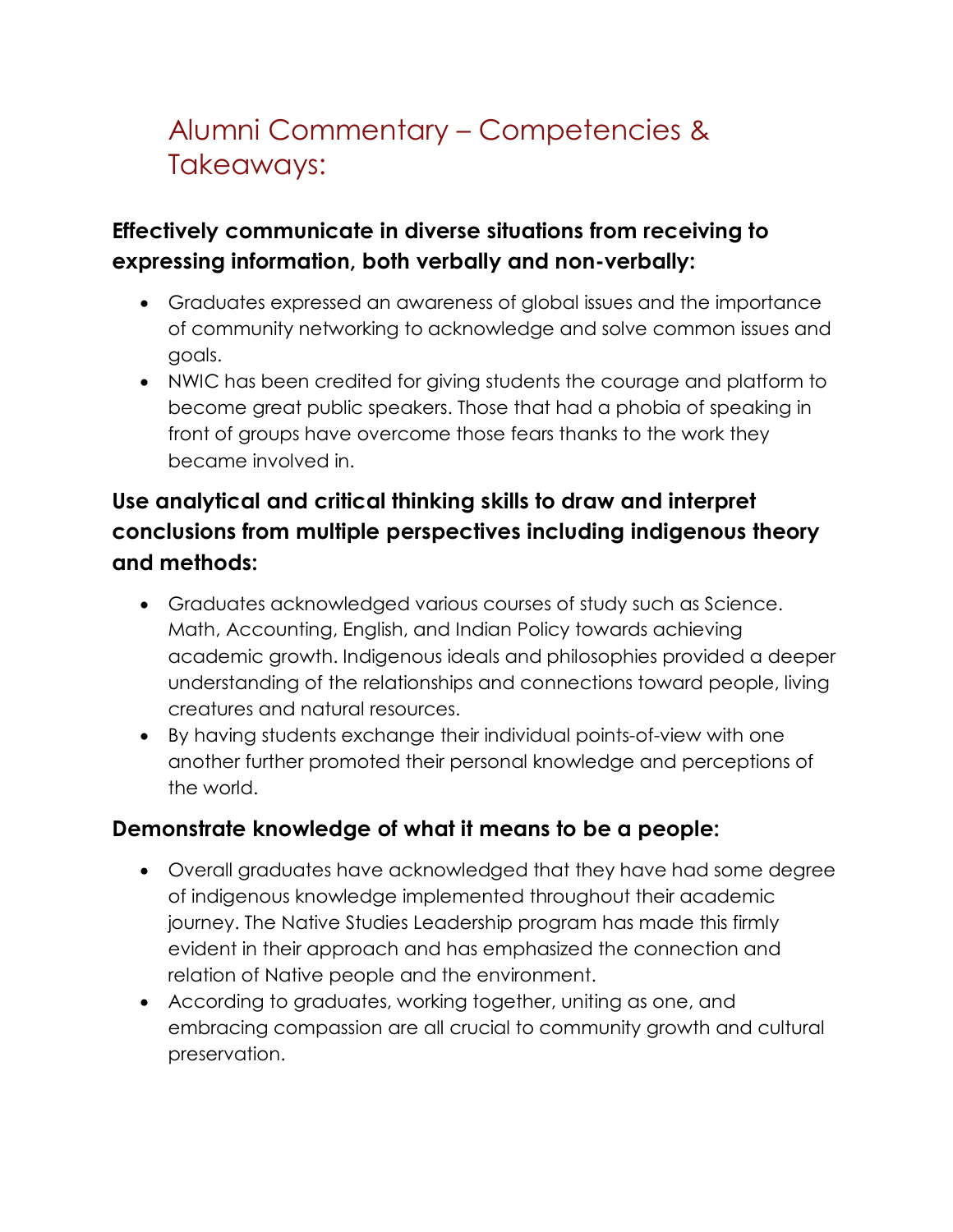# Alumni Commentary – Competencies & Takeaways:

### Effectively communicate in diverse situations from receiving to expressing information, both verbally and non-verbally:

- Graduates expressed an awareness of global issues and the importance of community networking to acknowledge and solve common issues and goals.
- NWIC has been credited for giving students the courage and platform to become great public speakers. Those that had a phobia of speaking in front of groups have overcome those fears thanks to the work they became involved in.

### Use analytical and critical thinking skills to draw and interpret conclusions from multiple perspectives including indigenous theory and methods:

- Graduates acknowledged various courses of study such as Science. Math, Accounting, English, and Indian Policy towards achieving academic growth. Indigenous ideals and philosophies provided a deeper understanding of the relationships and connections toward people, living creatures and natural resources.
- By having students exchange their individual points-of-view with one another further promoted their personal knowledge and perceptions of the world.

### Demonstrate knowledge of what it means to be a people:

- Overall graduates have acknowledged that they have had some degree of indigenous knowledge implemented throughout their academic journey. The Native Studies Leadership program has made this firmly evident in their approach and has emphasized the connection and relation of Native people and the environment.
- According to graduates, working together, uniting as one, and embracing compassion are all crucial to community growth and cultural preservation.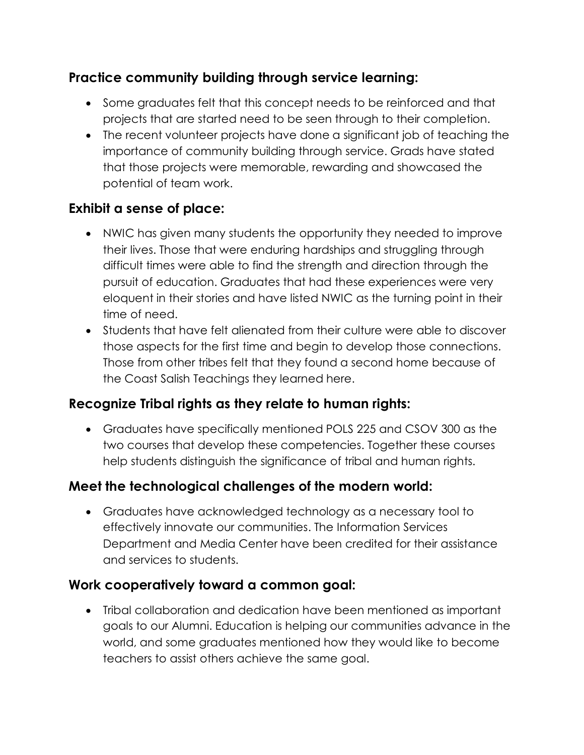### Practice community building through service learning:

- Some graduates felt that this concept needs to be reinforced and that projects that are started need to be seen through to their completion.
- The recent volunteer projects have done a significant job of teaching the importance of community building through service. Grads have stated that those projects were memorable, rewarding and showcased the potential of team work.

### Exhibit a sense of place:

- NWIC has given many students the opportunity they needed to improve their lives. Those that were enduring hardships and struggling through difficult times were able to find the strength and direction through the pursuit of education. Graduates that had these experiences were very eloquent in their stories and have listed NWIC as the turning point in their time of need.
- Students that have felt alienated from their culture were able to discover those aspects for the first time and begin to develop those connections. Those from other tribes felt that they found a second home because of the Coast Salish Teachings they learned here.

### Recognize Tribal rights as they relate to human rights:

- Graduates have specifically mentioned POLS 225 and CSOV 300 as the two courses that develop these competencies. Together these courses help students distinguish the significance of tribal and human rights.

### Meet the technological challenges of the modern world:

- Graduates have acknowledged technology as a necessary tool to effectively innovate our communities. The Information Services Department and Media Center have been credited for their assistance and services to students.

### Work cooperatively toward a common goal:

- Tribal collaboration and dedication have been mentioned as important goals to our Alumni. Education is helping our communities advance in the world, and some graduates mentioned how they would like to become teachers to assist others achieve the same goal.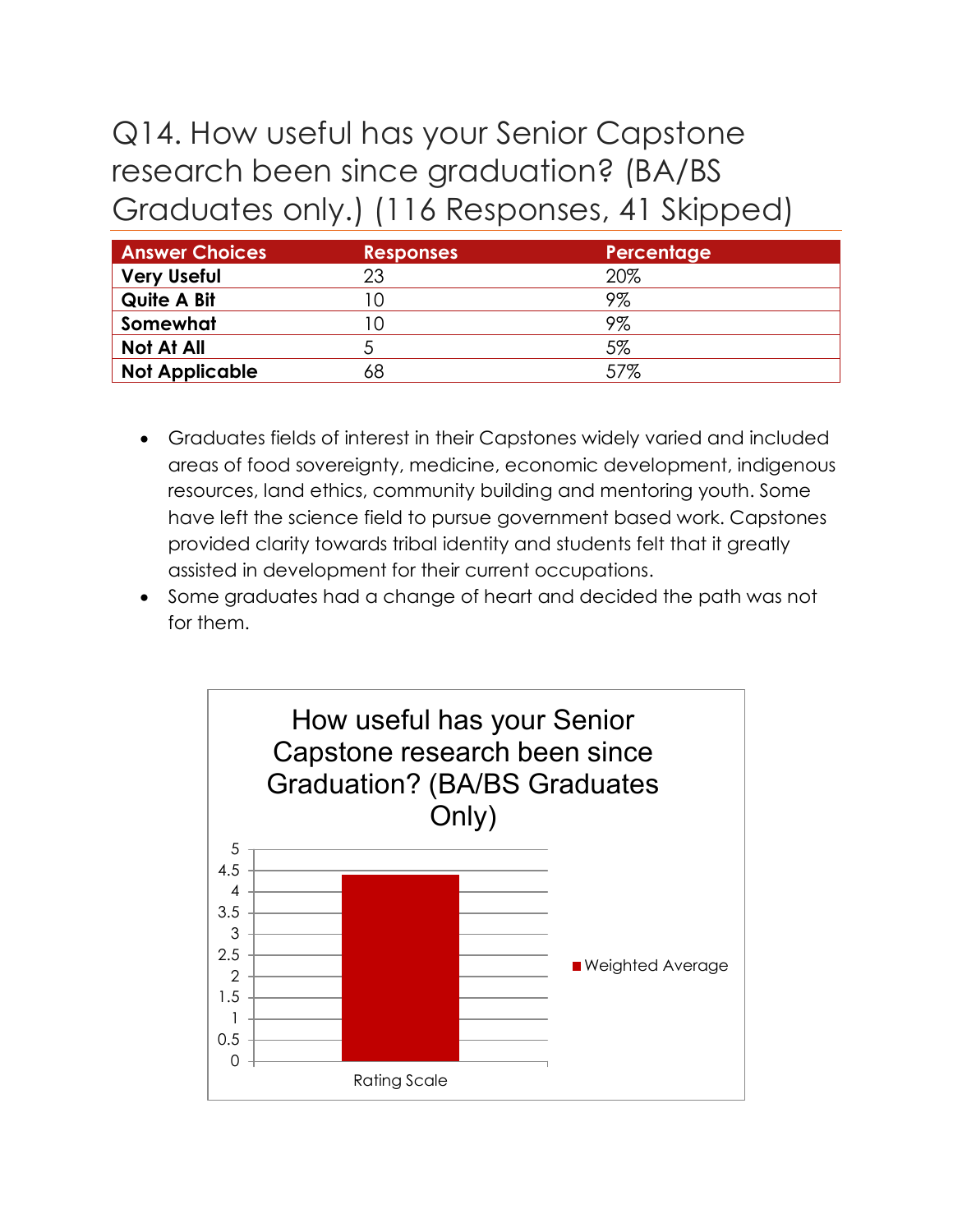# Q14. How useful has your Senior Capstone research been since graduation? (BA/BS Graduates only.) (116 Responses, 41 Skipped)

| Answer Choices | Responses | Percentage |
|---|---|---|
| **Very Useful** | 23 | 20% |
| **Quite A Bit** | 10 | 9% |
| **Somewhat** | 10 | 9% |
| **Not At All** | 5 | 5% |
| **Not Applicable** | 68 | 57% |

- Graduates fields of interest in their Capstones widely varied and included areas of food sovereignty, medicine, economic development, indigenous resources, land ethics, community building and mentoring youth. Some have left the science field to pursue government based work. Capstones provided clarity towards tribal identity and students felt that it greatly assisted in development for their current occupations.
- Some graduates had a change of heart and decided the path was not for them.

How useful has your Senior Capstone research been since Graduation? (BA/BS Graduates Only)

| Rating Scale | Weighted Average |
|---|---|
| | ~4.4 |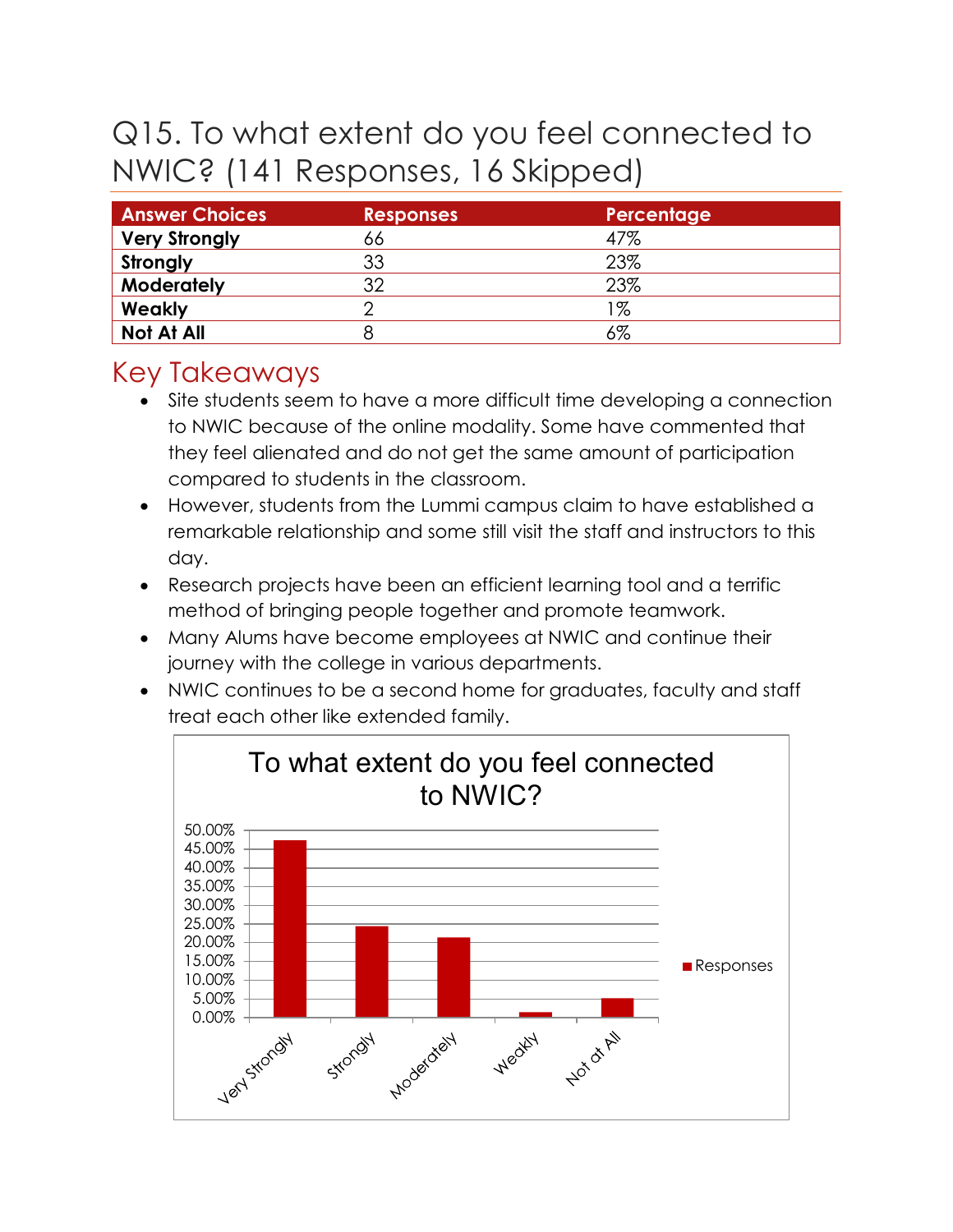# Q15. To what extent do you feel connected to NWIC? (141 Responses, 16 Skipped)

| Answer Choices | Responses | Percentage |
|---|---|---|
| **Very Strongly** | 66 | 47% |
| **Strongly** | 33 | 23% |
| **Moderately** | 32 | 23% |
| **Weakly** | 2 | 1% |
| **Not At All** | 8 | 6% |

## Key Takeaways

- Site students seem to have a more difficult time developing a connection to NWIC because of the online modality. Some have commented that they feel alienated and do not get the same amount of participation compared to students in the classroom.
- However, students from the Lummi campus claim to have established a remarkable relationship and some still visit the staff and instructors to this day.
- Research projects have been an efficient learning tool and a terrific method of bringing people together and promote teamwork.
- Many Alums have become employees at NWIC and continue their journey with the college in various departments.
- NWIC continues to be a second home for graduates, faculty and staff treat each other like extended family.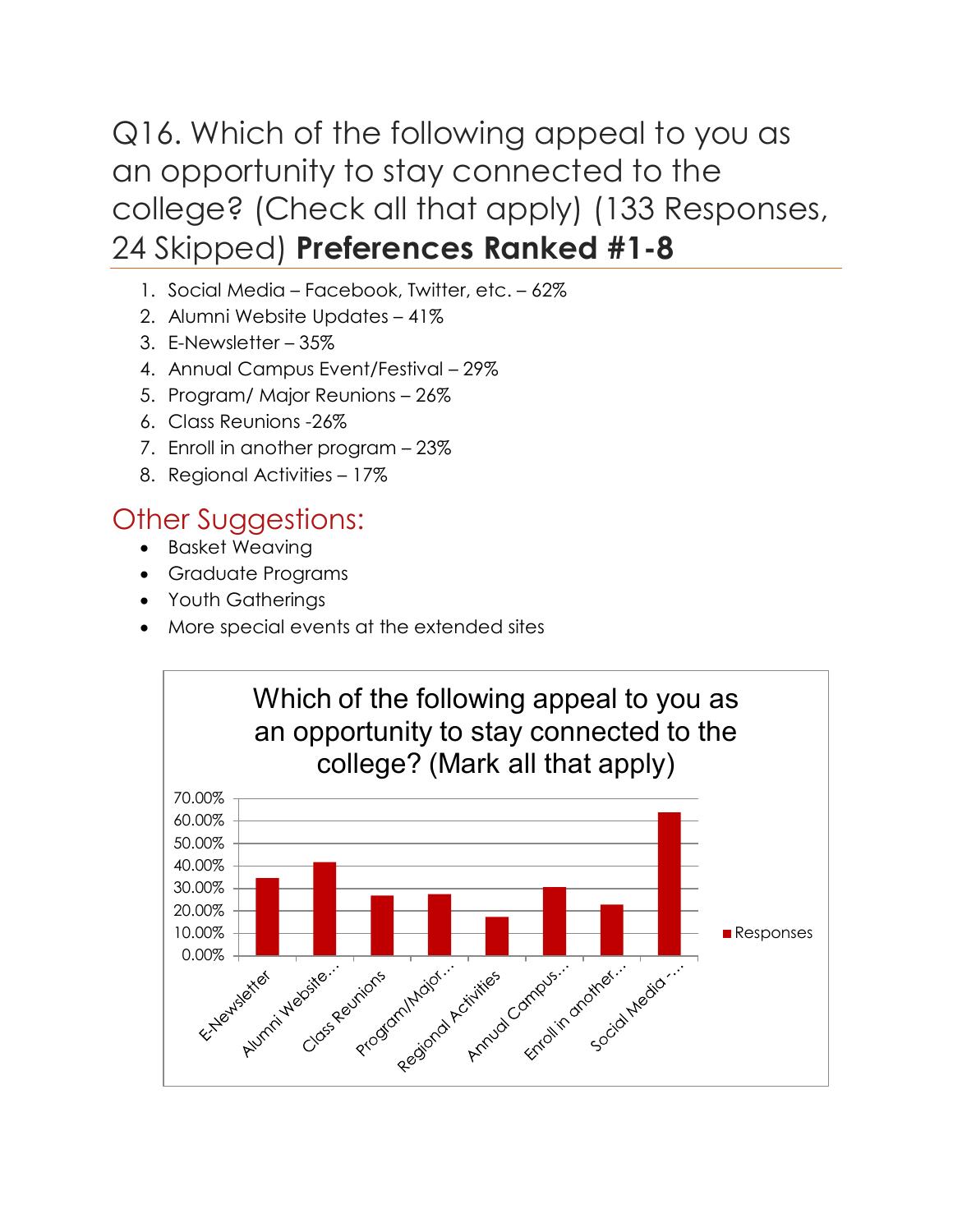# Q16. Which of the following appeal to you as an opportunity to stay connected to the college? (Check all that apply) (133 Responses, 24 Skipped) **Preferences Ranked #1-8**

1. Social Media – Facebook, Twitter, etc. – 62%
2. Alumni Website Updates – 41%
3. E-Newsletter – 35%
4. Annual Campus Event/Festival – 29%
5. Program/ Major Reunions – 26%
6. Class Reunions -26%
7. Enroll in another program – 23%
8. Regional Activities – 17%

## Other Suggestions:

- Basket Weaving
- Graduate Programs
- Youth Gatherings
- More special events at the extended sites

**Which of the following appeal to you as an opportunity to stay connected to the college? (Mark all that apply)**

| Option | Responses |
|---|---|
| E-Newsletter | ~35% |
| Alumni Website... | ~41% |
| Class Reunions | ~26% |
| Program/Major... | ~27% |
| Regional Activities | ~17% |
| Annual Campus... | ~30% |
| Enroll in another... | ~23% |
| Social Media -... | ~63% |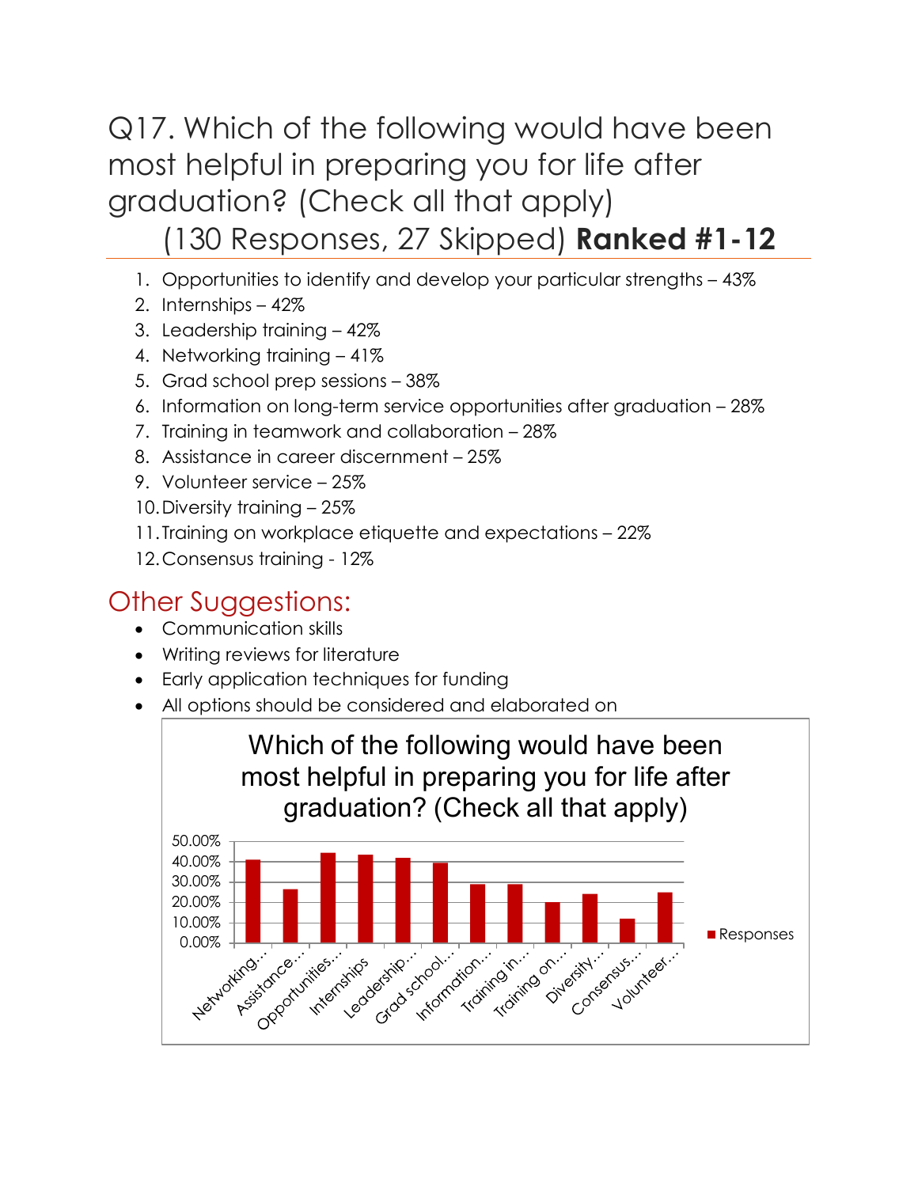# Q17. Which of the following would have been most helpful in preparing you for life after graduation? (Check all that apply)

## (130 Responses, 27 Skipped) **Ranked #1-12**

1. Opportunities to identify and develop your particular strengths – 43%
2. Internships – 42%
3. Leadership training – 42%
4. Networking training – 41%
5. Grad school prep sessions – 38%
6. Information on long-term service opportunities after graduation – 28%
7. Training in teamwork and collaboration – 28%
8. Assistance in career discernment – 25%
9. Volunteer service – 25%
10. Diversity training – 25%
11. Training on workplace etiquette and expectations – 22%
12. Consensus training - 12%

## Other Suggestions:

- Communication skills
- Writing reviews for literature
- Early application techniques for funding
- All options should be considered and elaborated on

**Which of the following would have been most helpful in preparing you for life after graduation? (Check all that apply)**

| Option | Responses |
|---|---|
| Networking… | ~41% |
| Assistance… | ~26% |
| Opportunities… | ~44% |
| Internships | ~43% |
| Leadership… | ~42% |
| Grad school… | ~39% |
| Information… | ~29% |
| Training in… | ~29% |
| Training on… | ~20% |
| Diversity… | ~24% |
| Consensus… | ~12% |
| Volunteer… | ~25% |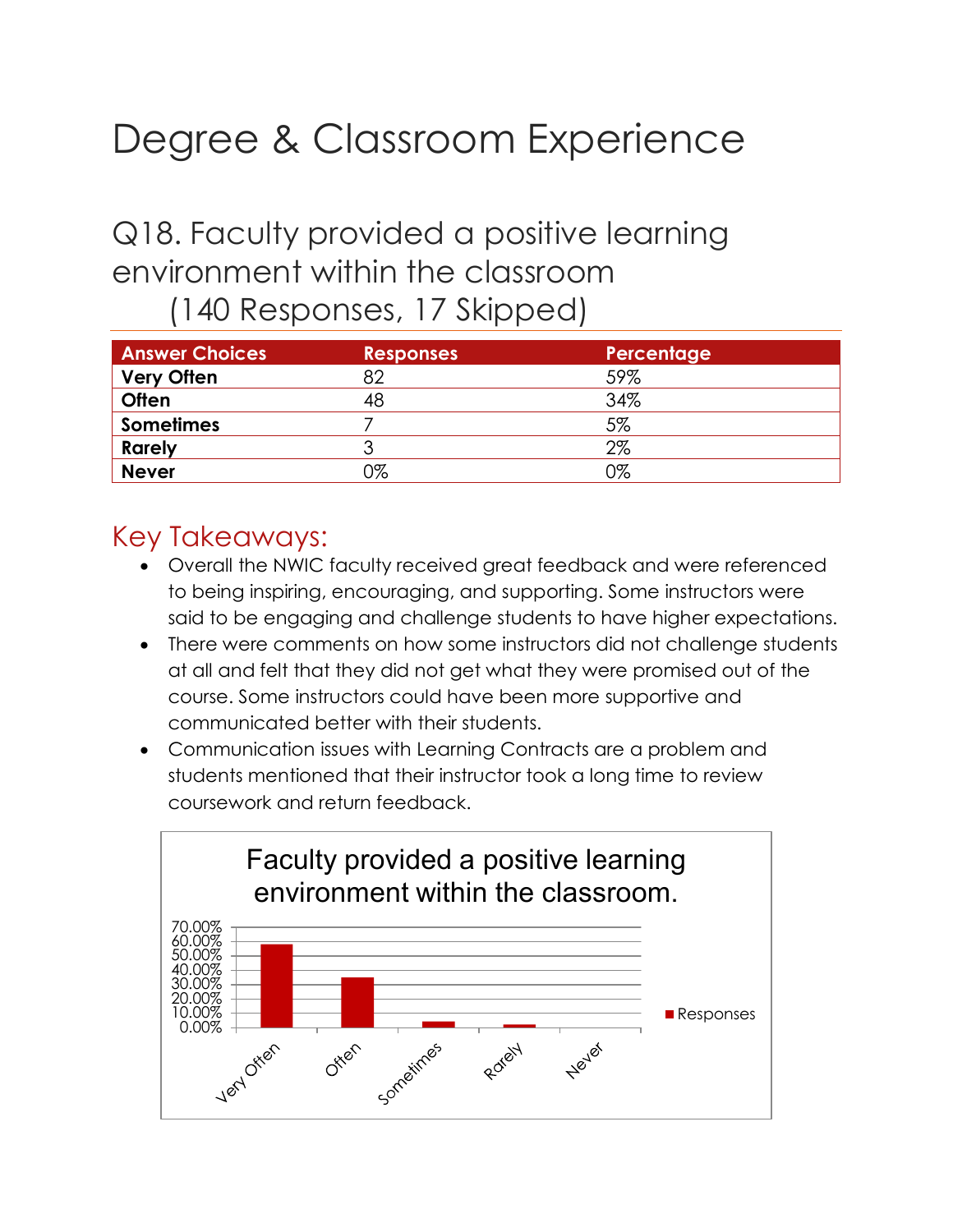# Degree & Classroom Experience

## Q18. Faculty provided a positive learning environment within the classroom (140 Responses, 17 Skipped)

| Answer Choices | Responses | Percentage |
|---|---|---|
| **Very Often** | 82 | 59% |
| **Often** | 48 | 34% |
| **Sometimes** | 7 | 5% |
| **Rarely** | 3 | 2% |
| **Never** | 0% | 0% |

## Key Takeaways:

- Overall the NWIC faculty received great feedback and were referenced to being inspiring, encouraging, and supporting. Some instructors were said to be engaging and challenge students to have higher expectations.
- There were comments on how some instructors did not challenge students at all and felt that they did not get what they were promised out of the course. Some instructors could have been more supportive and communicated better with their students.
- Communication issues with Learning Contracts are a problem and students mentioned that their instructor took a long time to review coursework and return feedback.

Faculty provided a positive learning environment within the classroom.

| | Responses |
|---|---|
| Very Often | 59% |
| Often | 34% |
| Sometimes | 5% |
| Rarely | 2% |
| Never | 0% |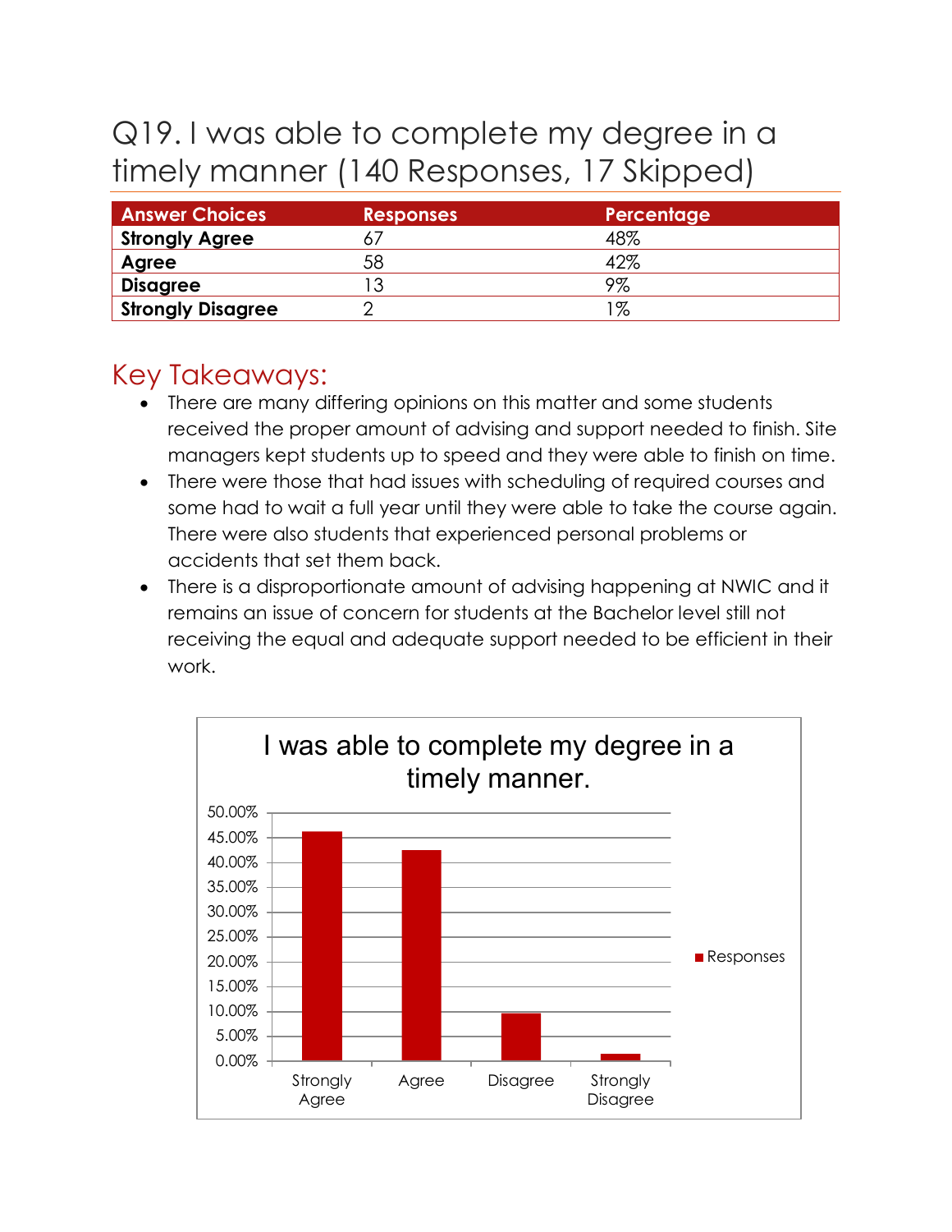# Q19. I was able to complete my degree in a timely manner (140 Responses, 17 Skipped)

| Answer Choices | Responses | Percentage |
|---|---|---|
| **Strongly Agree** | 67 | 48% |
| **Agree** | 58 | 42% |
| **Disagree** | 13 | 9% |
| **Strongly Disagree** | 2 | 1% |

## Key Takeaways:

- There are many differing opinions on this matter and some students received the proper amount of advising and support needed to finish. Site managers kept students up to speed and they were able to finish on time.
- There were those that had issues with scheduling of required courses and some had to wait a full year until they were able to take the course again. There were also students that experienced personal problems or accidents that set them back.
- There is a disproportionate amount of advising happening at NWIC and it remains an issue of concern for students at the Bachelor level still not receiving the equal and adequate support needed to be efficient in their work.

I was able to complete my degree in a timely manner.

| | Responses |
|---|---|
| Strongly Agree | ~46% |
| Agree | ~42.5% |
| Disagree | ~9.5% |
| Strongly Disagree | ~1.5% |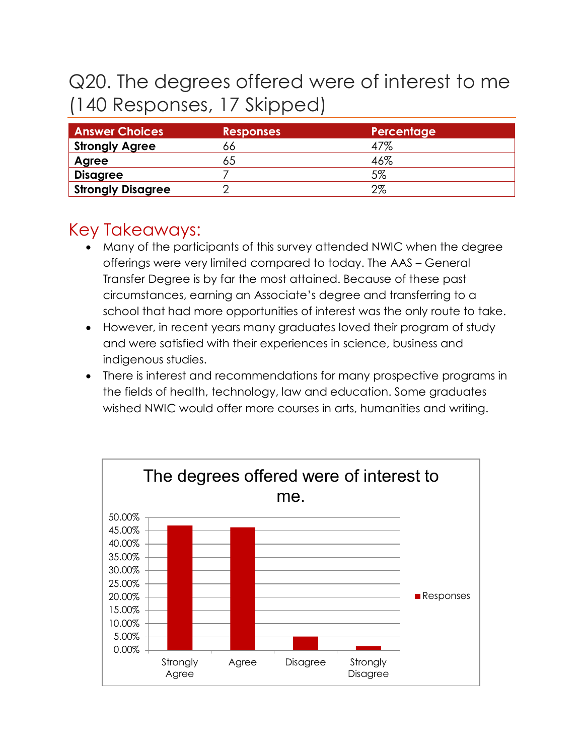# Q20. The degrees offered were of interest to me (140 Responses, 17 Skipped)

| Answer Choices | Responses | Percentage |
|---|---|---|
| **Strongly Agree** | 66 | 47% |
| **Agree** | 65 | 46% |
| **Disagree** | 7 | 5% |
| **Strongly Disagree** | 2 | 2% |

## Key Takeaways:

- Many of the participants of this survey attended NWIC when the degree offerings were very limited compared to today. The AAS – General Transfer Degree is by far the most attained. Because of these past circumstances, earning an Associate's degree and transferring to a school that had more opportunities of interest was the only route to take.
- However, in recent years many graduates loved their program of study and were satisfied with their experiences in science, business and indigenous studies.
- There is interest and recommendations for many prospective programs in the fields of health, technology, law and education. Some graduates wished NWIC would offer more courses in arts, humanities and writing.

**The degrees offered were of interest to me.**

| | Responses |
|---|---|
| Strongly Agree | 47% |
| Agree | 46% |
| Disagree | 5% |
| Strongly Disagree | 2% |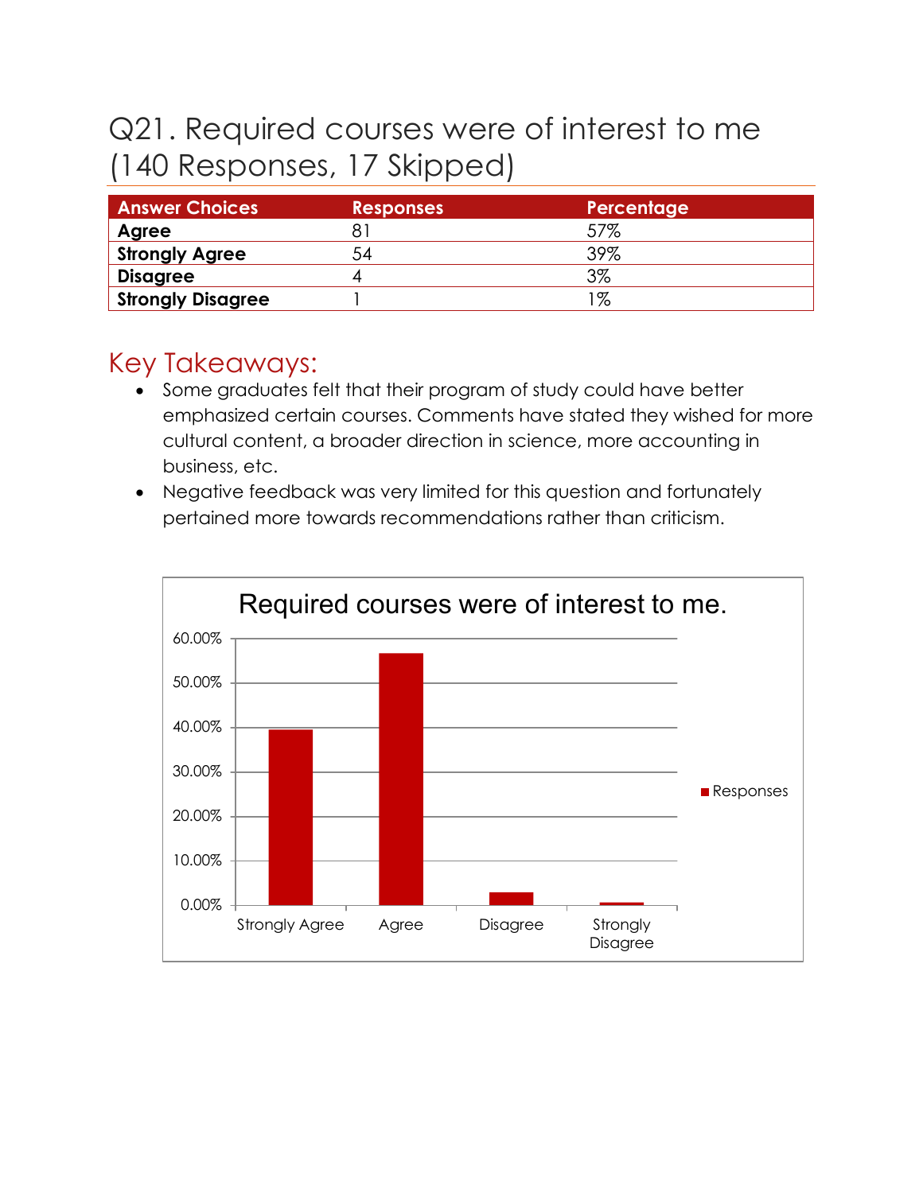# Q21. Required courses were of interest to me (140 Responses, 17 Skipped)

| Answer Choices | Responses | Percentage |
|---|---|---|
| **Agree** | 81 | 57% |
| **Strongly Agree** | 54 | 39% |
| **Disagree** | 4 | 3% |
| **Strongly Disagree** | 1 | 1% |

## Key Takeaways:

- Some graduates felt that their program of study could have better emphasized certain courses. Comments have stated they wished for more cultural content, a broader direction in science, more accounting in business, etc.
- Negative feedback was very limited for this question and fortunately pertained more towards recommendations rather than criticism.

Required courses were of interest to me.

| | Responses |
|---|---|
| Strongly Agree | ~39% |
| Agree | ~57% |
| Disagree | ~3% |
| Strongly Disagree | ~1% |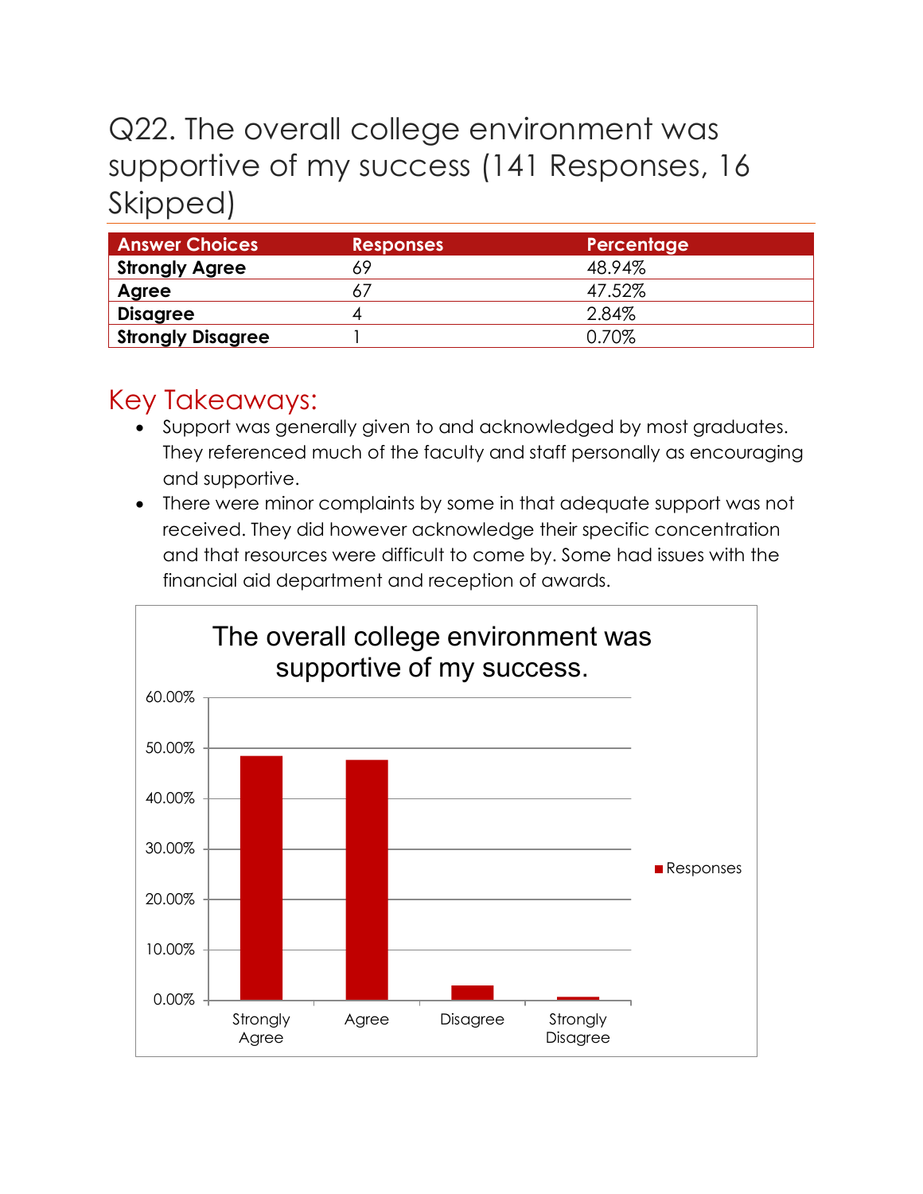# Q22. The overall college environment was supportive of my success (141 Responses, 16 Skipped)

| Answer Choices | Responses | Percentage |
|---|---|---|
| **Strongly Agree** | 69 | 48.94% |
| **Agree** | 67 | 47.52% |
| **Disagree** | 4 | 2.84% |
| **Strongly Disagree** | 1 | 0.70% |

## Key Takeaways:

- Support was generally given to and acknowledged by most graduates. They referenced much of the faculty and staff personally as encouraging and supportive.
- There were minor complaints by some in that adequate support was not received. They did however acknowledge their specific concentration and that resources were difficult to come by. Some had issues with the financial aid department and reception of awards.

The overall college environment was supportive of my success.

| Answer Choices | Responses |
|---|---|
| Strongly Agree | 48.94% |
| Agree | 47.52% |
| Disagree | 2.84% |
| Strongly Disagree | 0.70% |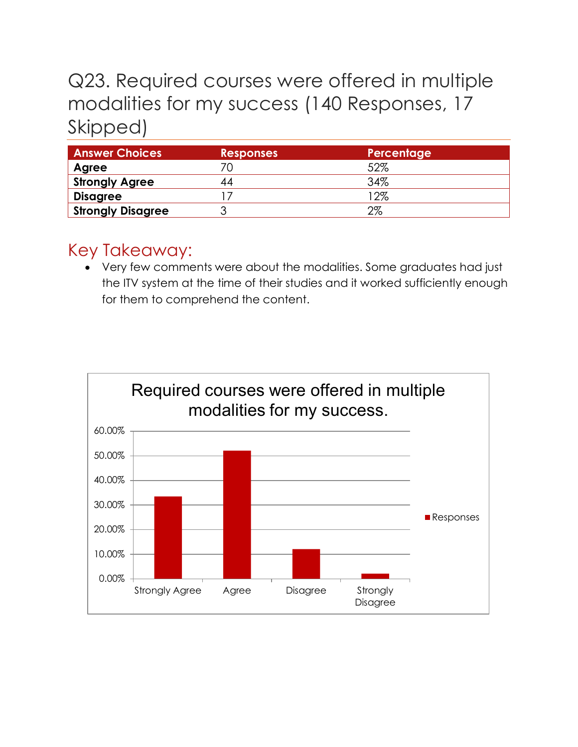# Q23. Required courses were offered in multiple modalities for my success (140 Responses, 17 Skipped)

| Answer Choices | Responses | Percentage |
|---|---|---|
| **Agree** | 70 | 52% |
| **Strongly Agree** | 44 | 34% |
| **Disagree** | 17 | 12% |
| **Strongly Disagree** | 3 | 2% |

## Key Takeaway:

- Very few comments were about the modalities. Some graduates had just the ITV system at the time of their studies and it worked sufficiently enough for them to comprehend the content.

**Required courses were offered in multiple modalities for my success.**

| | Responses |
|---|---|
| Strongly Agree | ~33% |
| Agree | ~52% |
| Disagree | ~12% |
| Strongly Disagree | ~2% |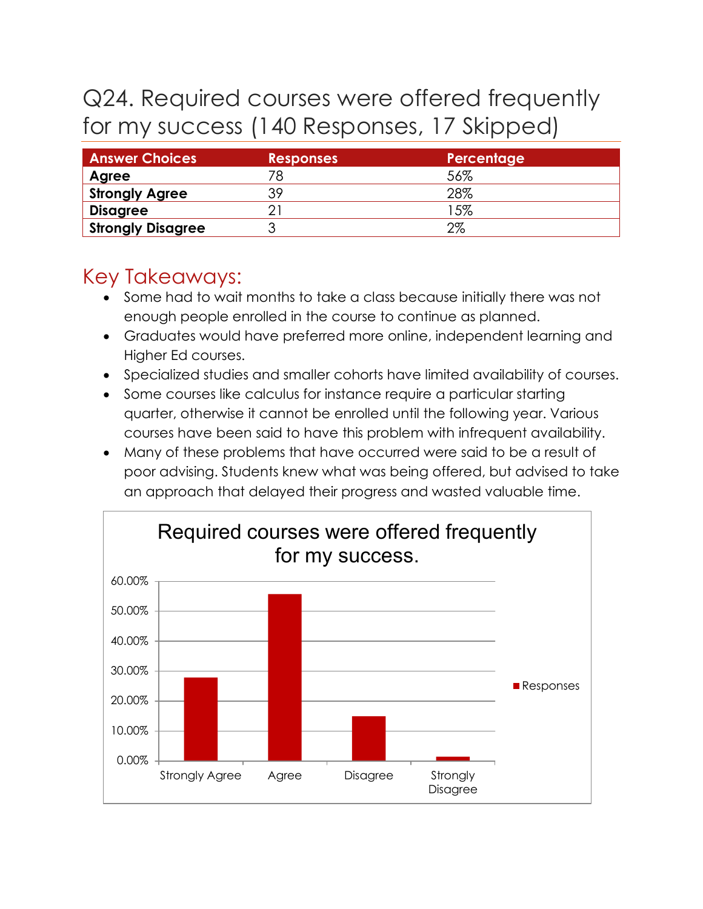# Q24. Required courses were offered frequently for my success (140 Responses, 17 Skipped)

| Answer Choices | Responses | Percentage |
|---|---|---|
| **Agree** | 78 | 56% |
| **Strongly Agree** | 39 | 28% |
| **Disagree** | 21 | 15% |
| **Strongly Disagree** | 3 | 2% |

## Key Takeaways:

- Some had to wait months to take a class because initially there was not enough people enrolled in the course to continue as planned.
- Graduates would have preferred more online, independent learning and Higher Ed courses.
- Specialized studies and smaller cohorts have limited availability of courses.
- Some courses like calculus for instance require a particular starting quarter, otherwise it cannot be enrolled until the following year. Various courses have been said to have this problem with infrequent availability.
- Many of these problems that have occurred were said to be a result of poor advising. Students knew what was being offered, but advised to take an approach that delayed their progress and wasted valuable time.

**Required courses were offered frequently for my success.**

| | Responses |
|---|---|
| Strongly Agree | 28% |
| Agree | 56% |
| Disagree | 15% |
| Strongly Disagree | 2% |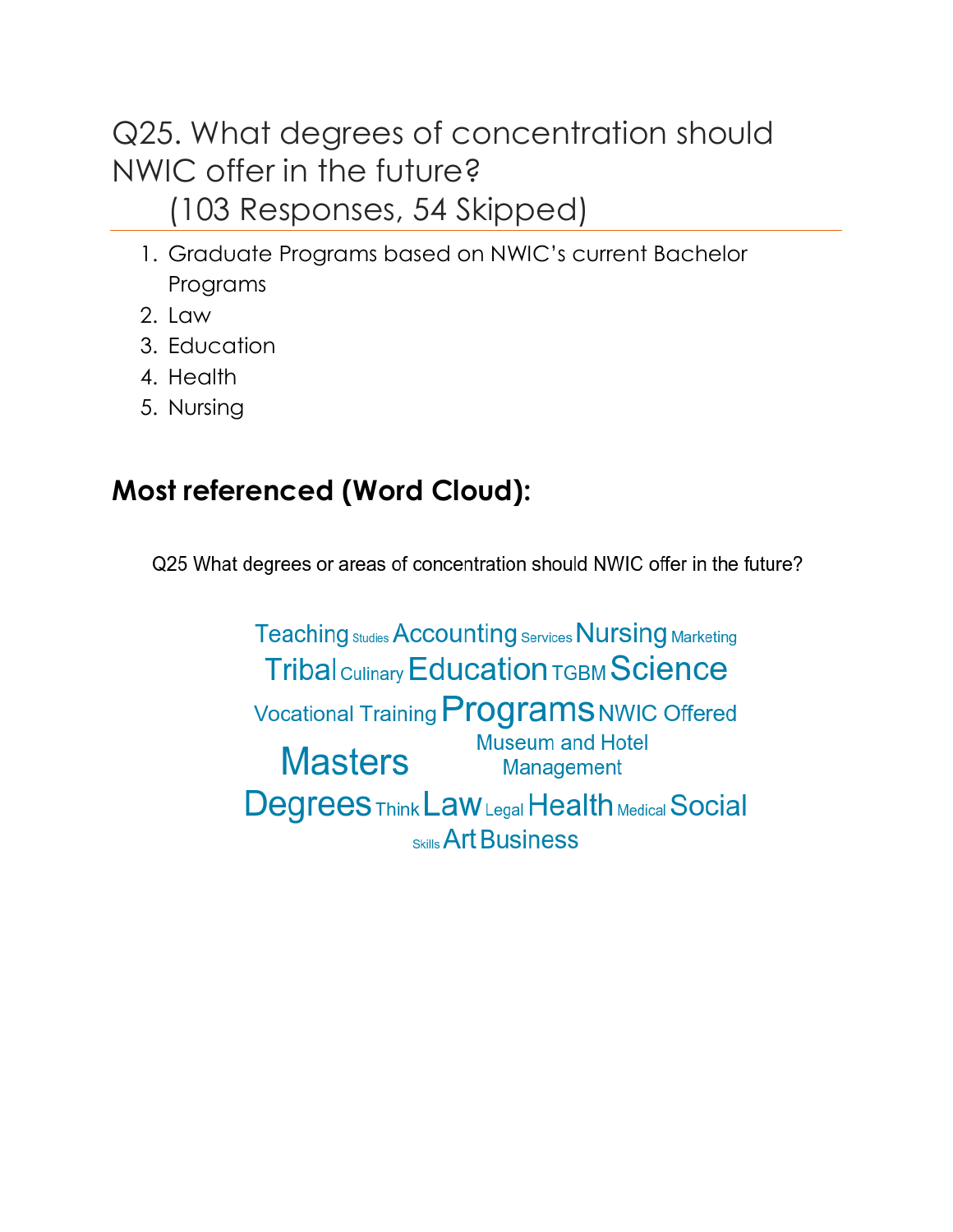# Q25. What degrees of concentration should NWIC offer in the future?
(103 Responses, 54 Skipped)

1. Graduate Programs based on NWIC's current Bachelor Programs
2. Law
3. Education
4. Health
5. Nursing

## Most referenced (Word Cloud):

Q25 What degrees or areas of concentration should NWIC offer in the future?

Teaching Studies Accounting Services Nursing Marketing
Tribal Culinary Education TGBM Science
Vocational Training Programs NWIC Offered
Masters Museum and Hotel Management
Degrees Think Law Legal Health Medical Social
Skills Art Business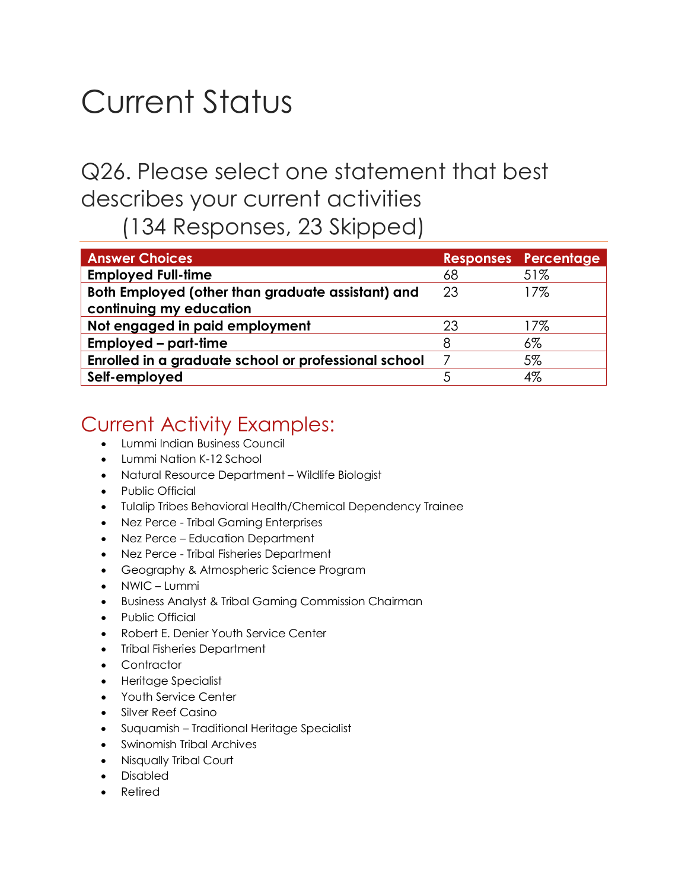# Current Status

## Q26. Please select one statement that best describes your current activities (134 Responses, 23 Skipped)

| Answer Choices | Responses | Percentage |
|---|---|---|
| **Employed Full-time** | 68 | 51% |
| **Both Employed (other than graduate assistant) and continuing my education** | 23 | 17% |
| **Not engaged in paid employment** | 23 | 17% |
| **Employed – part-time** | 8 | 6% |
| **Enrolled in a graduate school or professional school** | 7 | 5% |
| **Self-employed** | 5 | 4% |

## Current Activity Examples:

- Lummi Indian Business Council
- Lummi Nation K-12 School
- Natural Resource Department – Wildlife Biologist
- Public Official
- Tulalip Tribes Behavioral Health/Chemical Dependency Trainee
- Nez Perce - Tribal Gaming Enterprises
- Nez Perce – Education Department
- Nez Perce - Tribal Fisheries Department
- Geography & Atmospheric Science Program
- NWIC – Lummi
- Business Analyst & Tribal Gaming Commission Chairman
- Public Official
- Robert E. Denier Youth Service Center
- Tribal Fisheries Department
- Contractor
- Heritage Specialist
- Youth Service Center
- Silver Reef Casino
- Suquamish – Traditional Heritage Specialist
- Swinomish Tribal Archives
- Nisqually Tribal Court
- Disabled
- Retired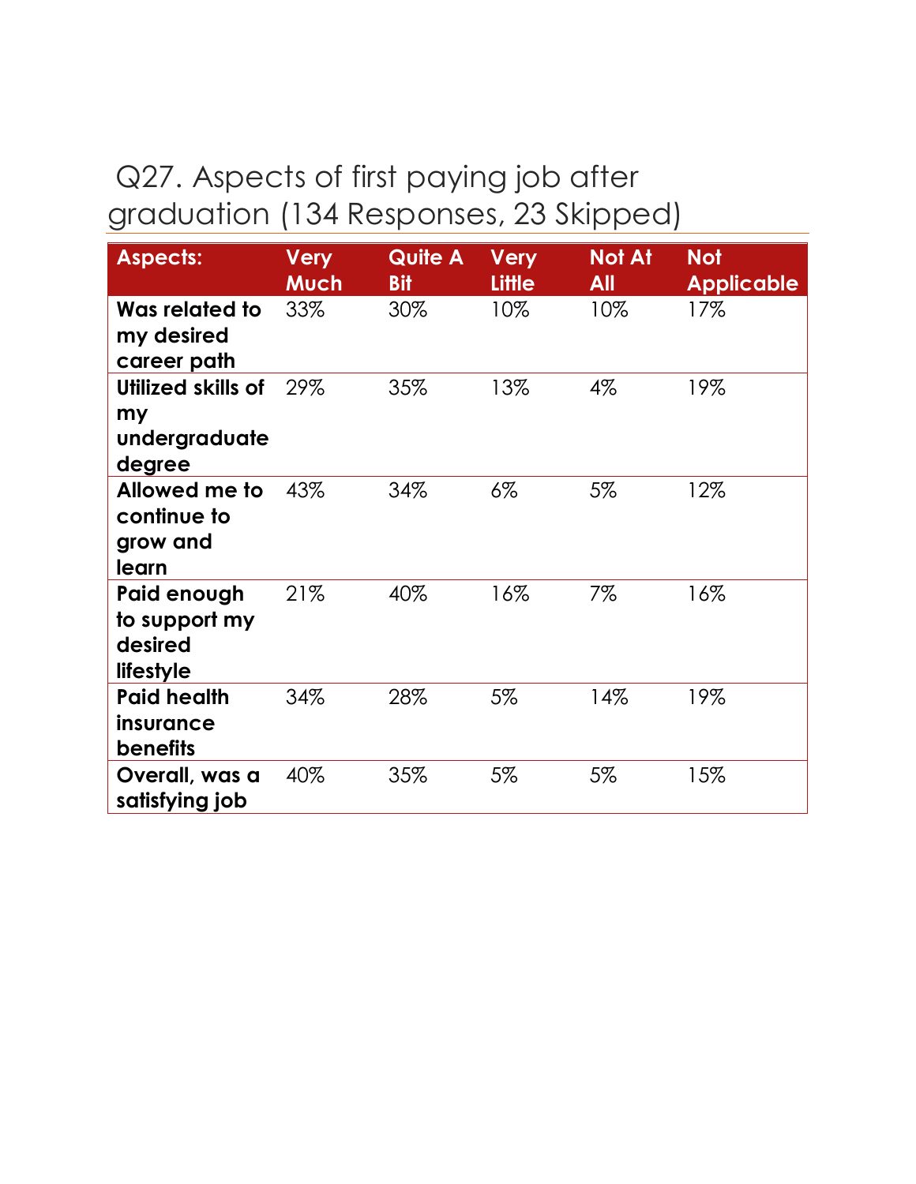## Q27. Aspects of first paying job after graduation (134 Responses, 23 Skipped)

| Aspects: | Very Much | Quite A Bit | Very Little | Not At All | Not Applicable |
|---|---|---|---|---|---|
| **Was related to my desired career path** | 33% | 30% | 10% | 10% | 17% |
| **Utilized skills of my undergraduate degree** | 29% | 35% | 13% | 4% | 19% |
| **Allowed me to continue to grow and learn** | 43% | 34% | 6% | 5% | 12% |
| **Paid enough to support my desired lifestyle** | 21% | 40% | 16% | 7% | 16% |
| **Paid health insurance benefits** | 34% | 28% | 5% | 14% | 19% |
| **Overall, was a satisfying job** | 40% | 35% | 5% | 5% | 15% |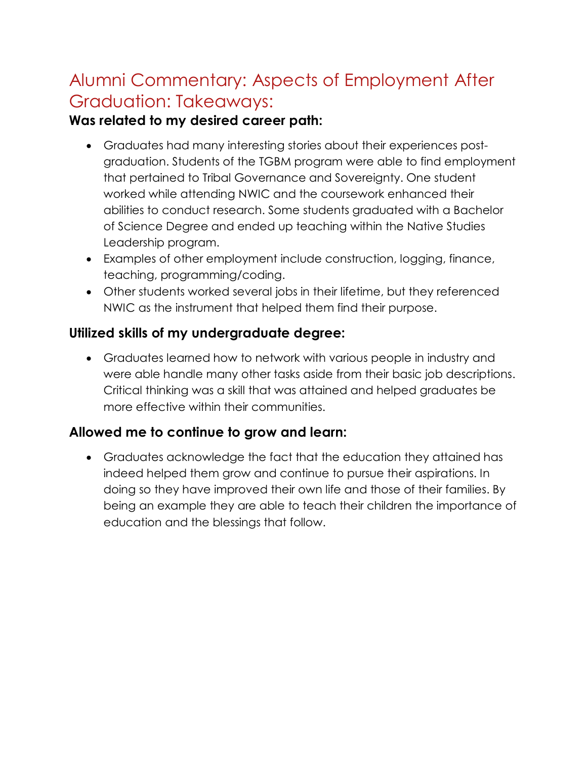# Alumni Commentary: Aspects of Employment After Graduation: Takeaways:

### Was related to my desired career path:

- Graduates had many interesting stories about their experiences post-graduation. Students of the TGBM program were able to find employment that pertained to Tribal Governance and Sovereignty. One student worked while attending NWIC and the coursework enhanced their abilities to conduct research. Some students graduated with a Bachelor of Science Degree and ended up teaching within the Native Studies Leadership program.
- Examples of other employment include construction, logging, finance, teaching, programming/coding.
- Other students worked several jobs in their lifetime, but they referenced NWIC as the instrument that helped them find their purpose.

### Utilized skills of my undergraduate degree:

- Graduates learned how to network with various people in industry and were able handle many other tasks aside from their basic job descriptions. Critical thinking was a skill that was attained and helped graduates be more effective within their communities.

### Allowed me to continue to grow and learn:

- Graduates acknowledge the fact that the education they attained has indeed helped them grow and continue to pursue their aspirations. In doing so they have improved their own life and those of their families. By being an example they are able to teach their children the importance of education and the blessings that follow.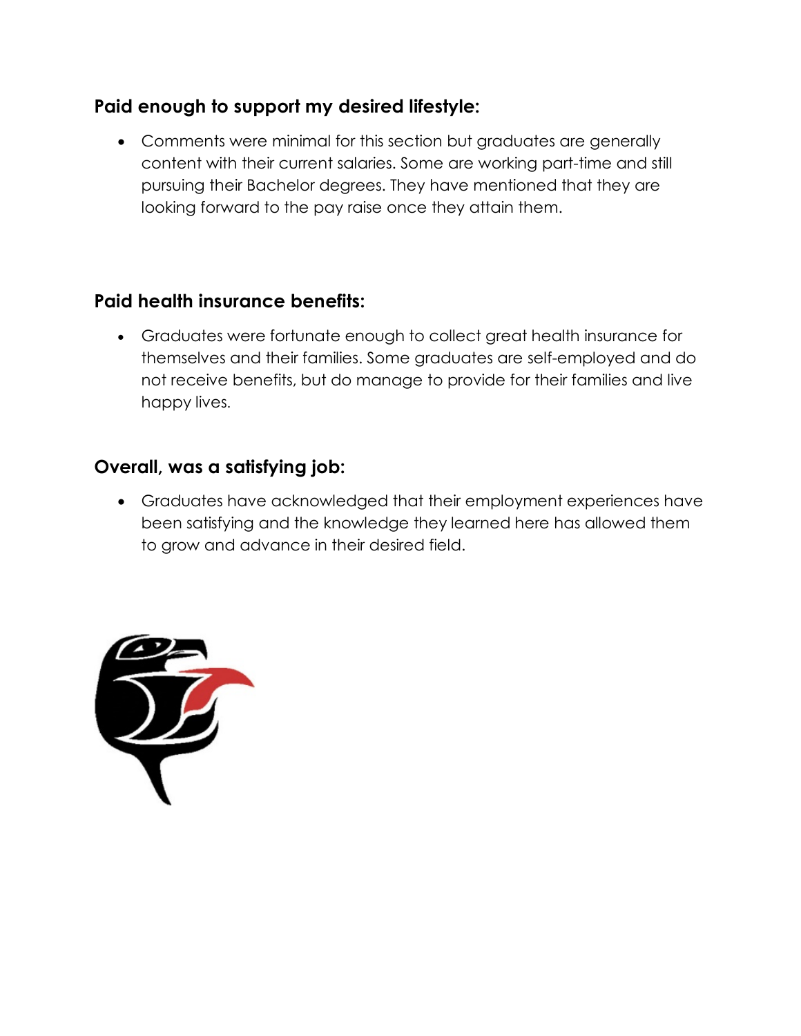### Paid enough to support my desired lifestyle:

- Comments were minimal for this section but graduates are generally content with their current salaries. Some are working part-time and still pursuing their Bachelor degrees. They have mentioned that they are looking forward to the pay raise once they attain them.

### Paid health insurance benefits:

- Graduates were fortunate enough to collect great health insurance for themselves and their families. Some graduates are self-employed and do not receive benefits, but do manage to provide for their families and live happy lives.

### Overall, was a satisfying job:

- Graduates have acknowledged that their employment experiences have been satisfying and the knowledge they learned here has allowed them to grow and advance in their desired field.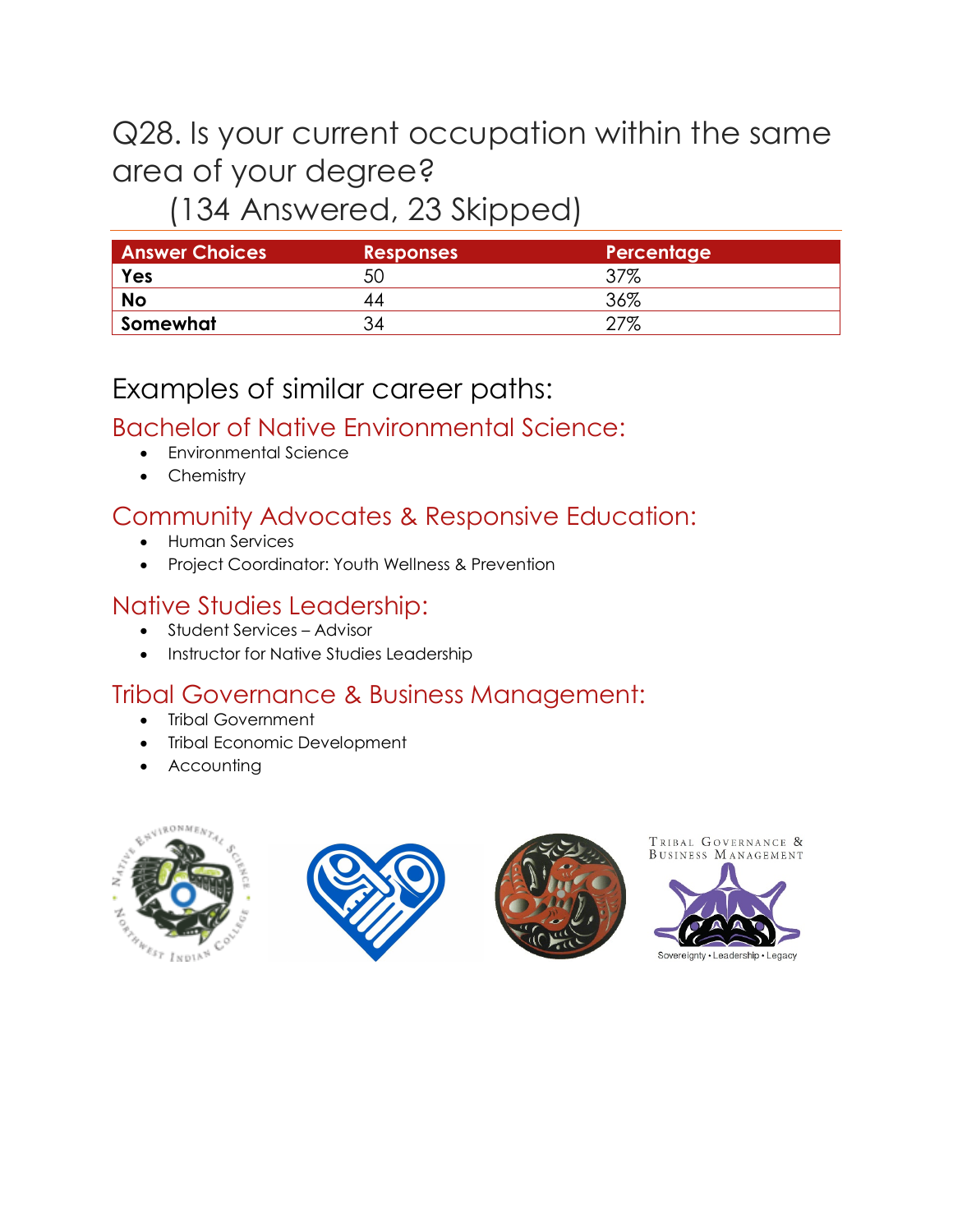# Q28. Is your current occupation within the same area of your degree?

(134 Answered, 23 Skipped)

| Answer Choices | Responses | Percentage |
|---|---|---|
| **Yes** | 50 | 37% |
| **No** | 44 | 36% |
| **Somewhat** | 34 | 27% |

## Examples of similar career paths:

### Bachelor of Native Environmental Science:

- Environmental Science
- Chemistry

### Community Advocates & Responsive Education:

- Human Services
- Project Coordinator: Youth Wellness & Prevention

### Native Studies Leadership:

- Student Services – Advisor
- Instructor for Native Studies Leadership

### Tribal Governance & Business Management:

- Tribal Government
- Tribal Economic Development
- Accounting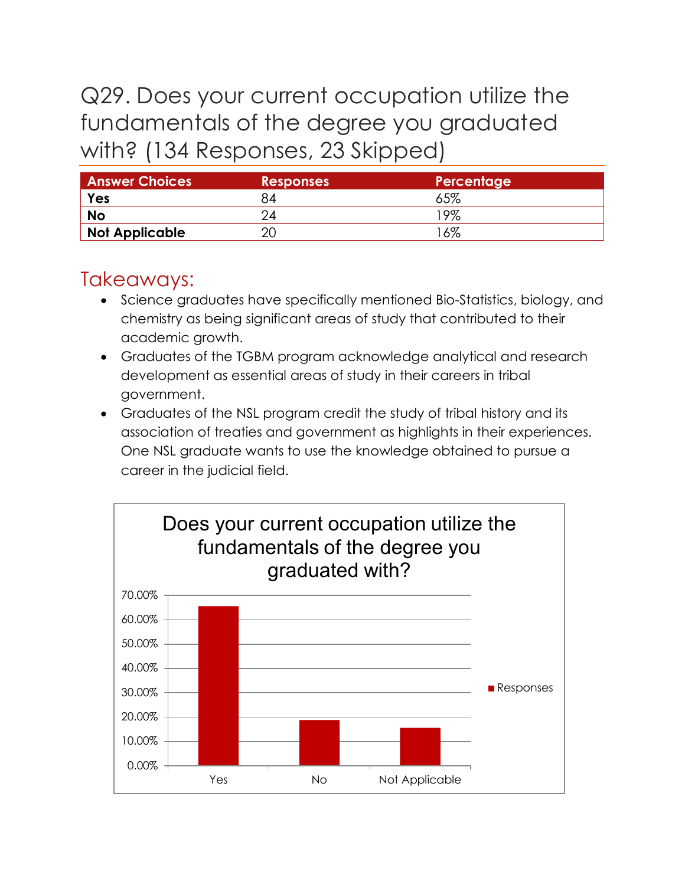# Q29. Does your current occupation utilize the fundamentals of the degree you graduated with? (134 Responses, 23 Skipped)

| Answer Choices | Responses | Percentage |
|---|---|---|
| **Yes** | 84 | 65% |
| **No** | 24 | 19% |
| **Not Applicable** | 20 | 16% |

## Takeaways:

- Science graduates have specifically mentioned Bio-Statistics, biology, and chemistry as being significant areas of study that contributed to their academic growth.
- Graduates of the TGBM program acknowledge analytical and research development as essential areas of study in their careers in tribal government.
- Graduates of the NSL program credit the study of tribal history and its association of treaties and government as highlights in their experiences. One NSL graduate wants to use the knowledge obtained to pursue a career in the judicial field.

Does your current occupation utilize the fundamentals of the degree you graduated with?

| | Responses |
|---|---|
| Yes | 65% |
| No | 19% |
| Not Applicable | 16% |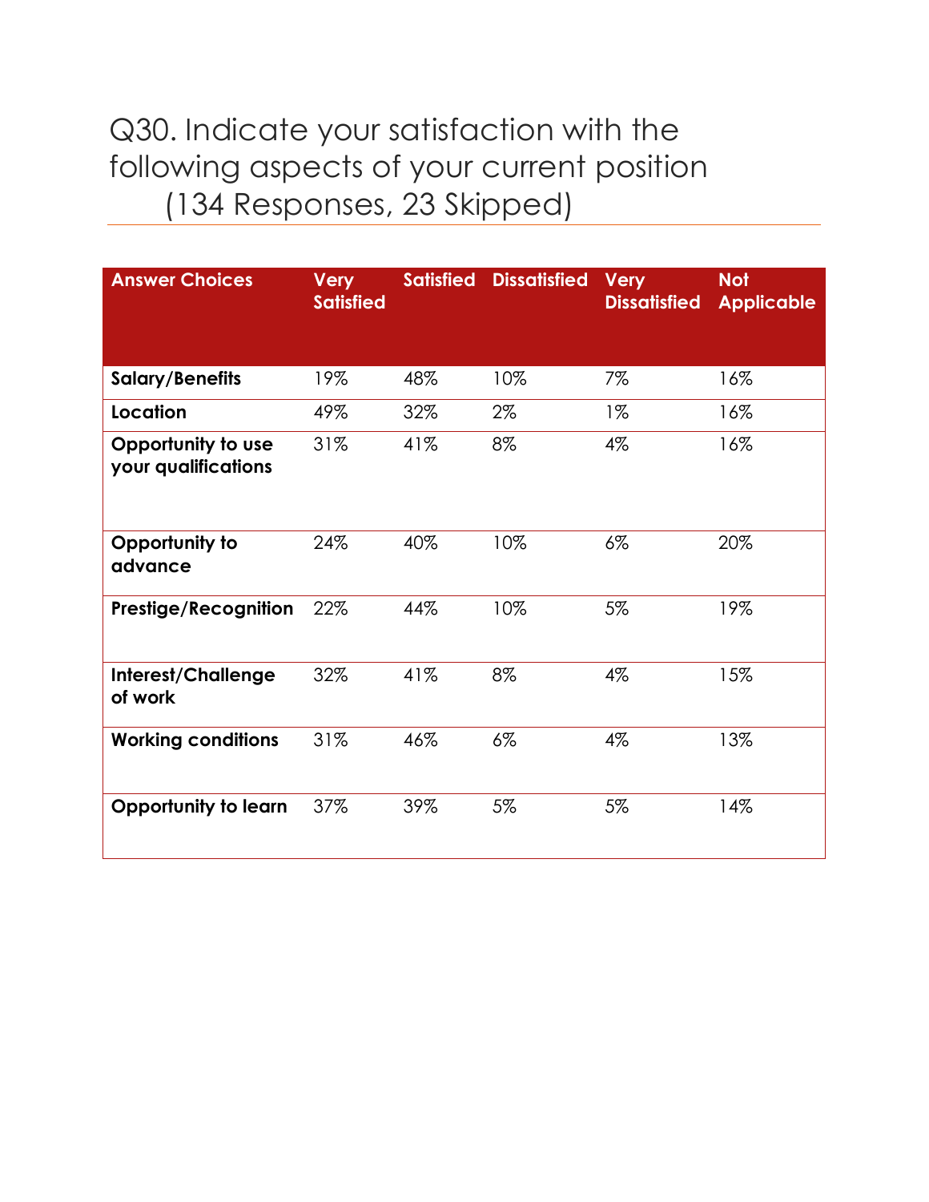# Q30. Indicate your satisfaction with the following aspects of your current position (134 Responses, 23 Skipped)

| Answer Choices | Very Satisfied | Satisfied | Dissatisfied | Very Dissatisfied | Not Applicable |
|---|---|---|---|---|---|
| **Salary/Benefits** | 19% | 48% | 10% | 7% | 16% |
| **Location** | 49% | 32% | 2% | 1% | 16% |
| **Opportunity to use your qualifications** | 31% | 41% | 8% | 4% | 16% |
| **Opportunity to advance** | 24% | 40% | 10% | 6% | 20% |
| **Prestige/Recognition** | 22% | 44% | 10% | 5% | 19% |
| **Interest/Challenge of work** | 32% | 41% | 8% | 4% | 15% |
| **Working conditions** | 31% | 46% | 6% | 4% | 13% |
| **Opportunity to learn** | 37% | 39% | 5% | 5% | 14% |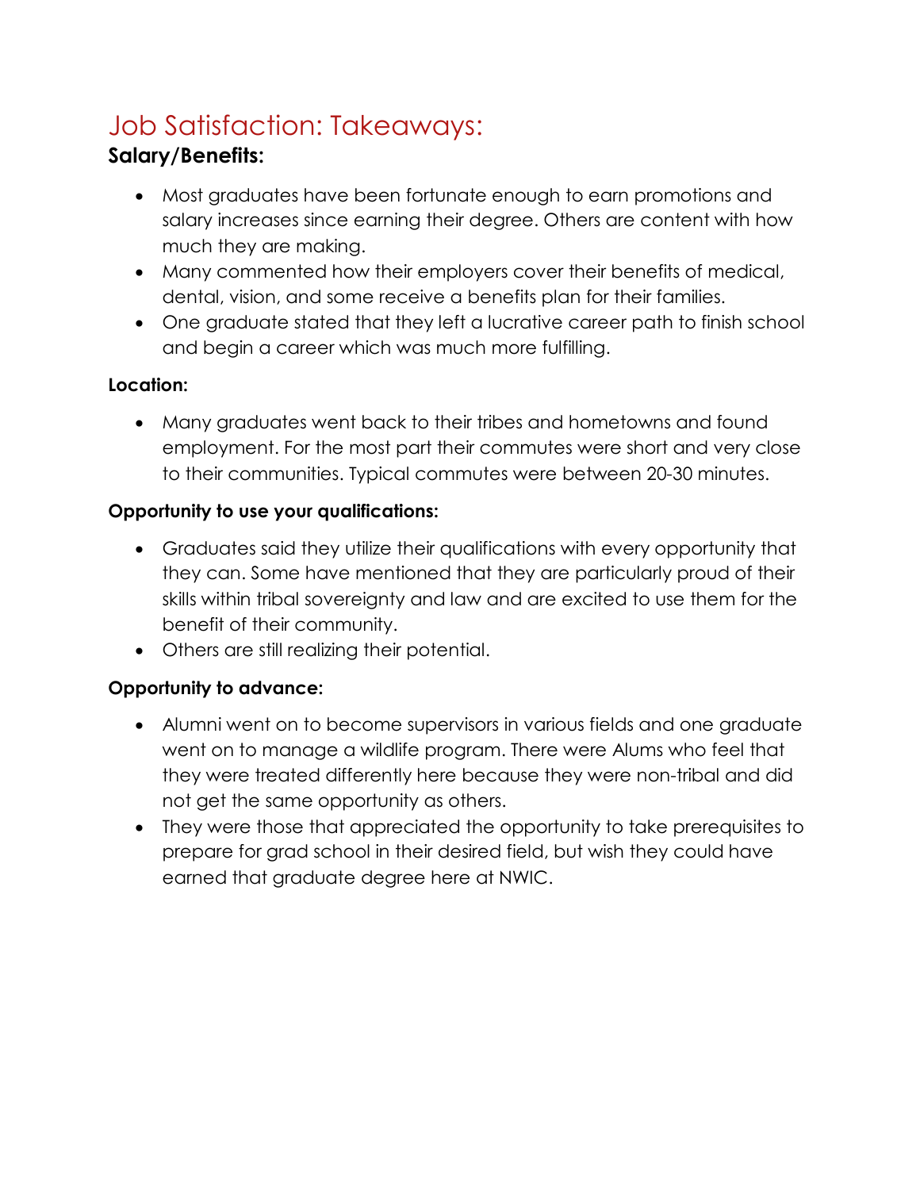# Job Satisfaction: Takeaways:

## Salary/Benefits:

- Most graduates have been fortunate enough to earn promotions and salary increases since earning their degree. Others are content with how much they are making.
- Many commented how their employers cover their benefits of medical, dental, vision, and some receive a benefits plan for their families.
- One graduate stated that they left a lucrative career path to finish school and begin a career which was much more fulfilling.

### Location:

- Many graduates went back to their tribes and hometowns and found employment. For the most part their commutes were short and very close to their communities. Typical commutes were between 20-30 minutes.

### Opportunity to use your qualifications:

- Graduates said they utilize their qualifications with every opportunity that they can. Some have mentioned that they are particularly proud of their skills within tribal sovereignty and law and are excited to use them for the benefit of their community.
- Others are still realizing their potential.

### Opportunity to advance:

- Alumni went on to become supervisors in various fields and one graduate went on to manage a wildlife program. There were Alums who feel that they were treated differently here because they were non-tribal and did not get the same opportunity as others.
- They were those that appreciated the opportunity to take prerequisites to prepare for grad school in their desired field, but wish they could have earned that graduate degree here at NWIC.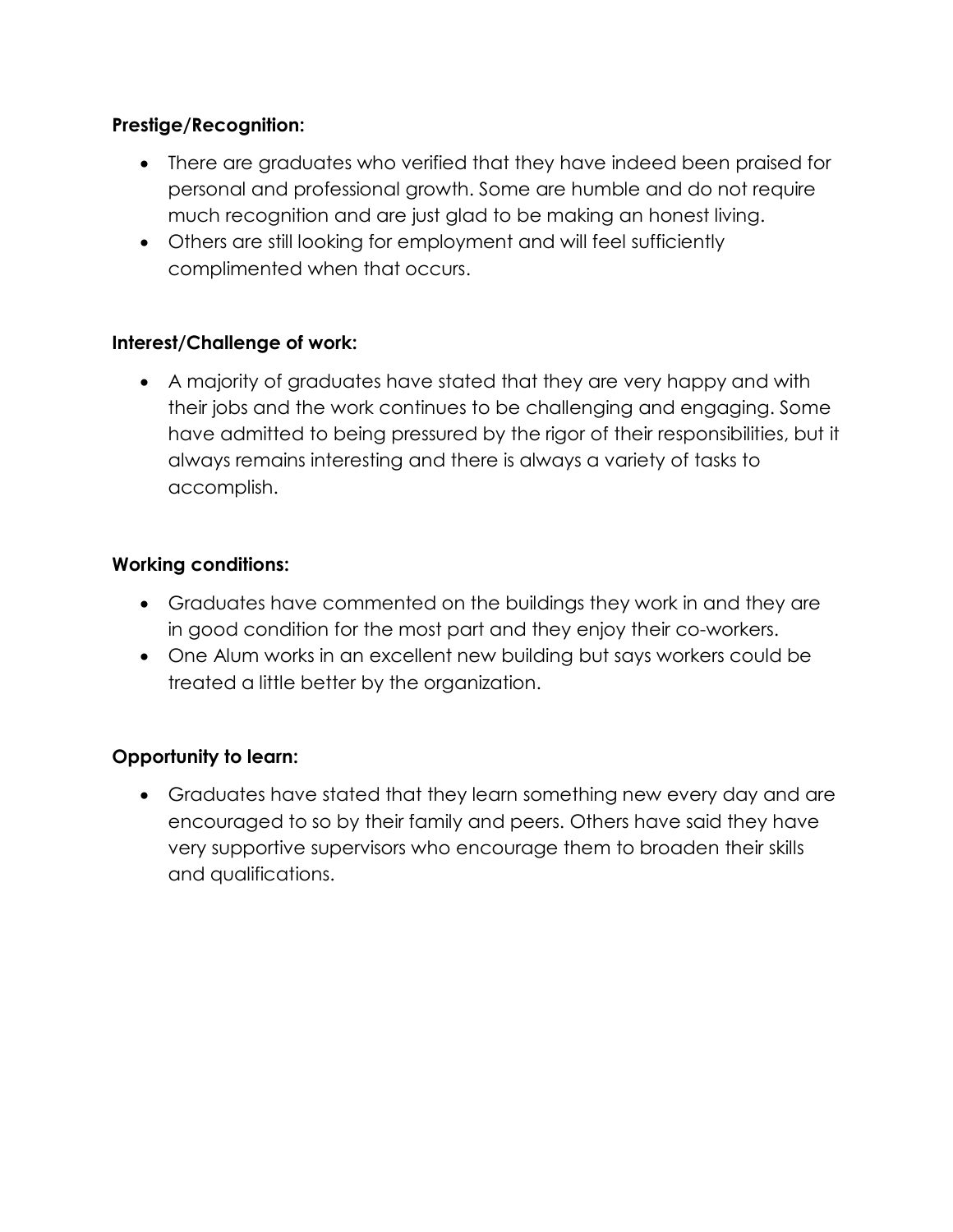**Prestige/Recognition:**

- There are graduates who verified that they have indeed been praised for personal and professional growth. Some are humble and do not require much recognition and are just glad to be making an honest living.
- Others are still looking for employment and will feel sufficiently complimented when that occurs.

**Interest/Challenge of work:**

- A majority of graduates have stated that they are very happy and with their jobs and the work continues to be challenging and engaging. Some have admitted to being pressured by the rigor of their responsibilities, but it always remains interesting and there is always a variety of tasks to accomplish.

**Working conditions:**

- Graduates have commented on the buildings they work in and they are in good condition for the most part and they enjoy their co-workers.
- One Alum works in an excellent new building but says workers could be treated a little better by the organization.

**Opportunity to learn:**

- Graduates have stated that they learn something new every day and are encouraged to so by their family and peers. Others have said they have very supportive supervisors who encourage them to broaden their skills and qualifications.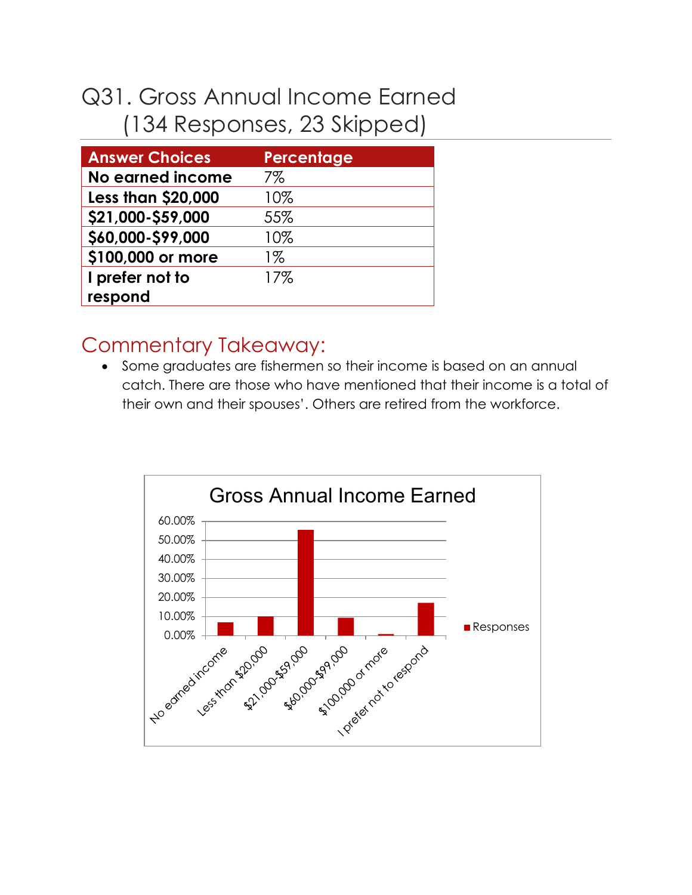# Q31. Gross Annual Income Earned (134 Responses, 23 Skipped)

| Answer Choices | Percentage |
|---|---|
| No earned income | 7% |
| Less than $20,000 | 10% |
| $21,000-$59,000 | 55% |
| $60,000-$99,000 | 10% |
| $100,000 or more | 1% |
| I prefer not to respond | 17% |

## Commentary Takeaway:

- Some graduates are fishermen so their income is based on an annual catch. There are those who have mentioned that their income is a total of their own and their spouses'. Others are retired from the workforce.

**Gross Annual Income Earned**

| Category | Responses |
|---|---|
| No earned income | 7% |
| Less than $20,000 | 10% |
| $21,000-$59,000 | 55% |
| $60,000-$99,000 | 10% |
| $100,000 or more | 1% |
| I prefer not to respond | 17% |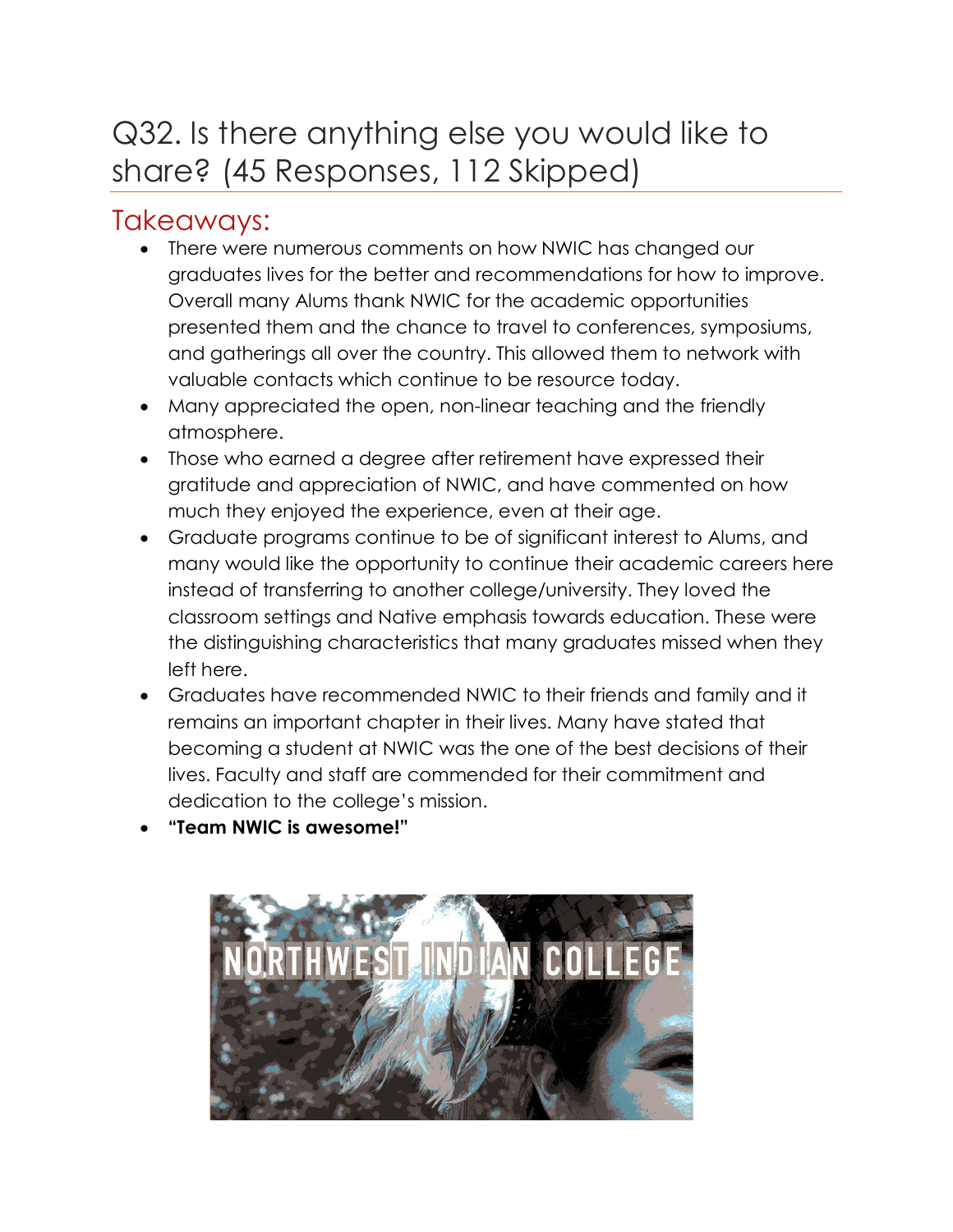# Q32. Is there anything else you would like to share? (45 Responses, 112 Skipped)

## Takeaways:

- There were numerous comments on how NWIC has changed our graduates lives for the better and recommendations for how to improve. Overall many Alums thank NWIC for the academic opportunities presented them and the chance to travel to conferences, symposiums, and gatherings all over the country. This allowed them to network with valuable contacts which continue to be resource today.
- Many appreciated the open, non-linear teaching and the friendly atmosphere.
- Those who earned a degree after retirement have expressed their gratitude and appreciation of NWIC, and have commented on how much they enjoyed the experience, even at their age.
- Graduate programs continue to be of significant interest to Alums, and many would like the opportunity to continue their academic careers here instead of transferring to another college/university. They loved the classroom settings and Native emphasis towards education. These were the distinguishing characteristics that many graduates missed when they left here.
- Graduates have recommended NWIC to their friends and family and it remains an important chapter in their lives. Many have stated that becoming a student at NWIC was the one of the best decisions of their lives. Faculty and staff are commended for their commitment and dedication to the college's mission.
- **"Team NWIC is awesome!"**

NORTHWEST INDIAN COLLEGE